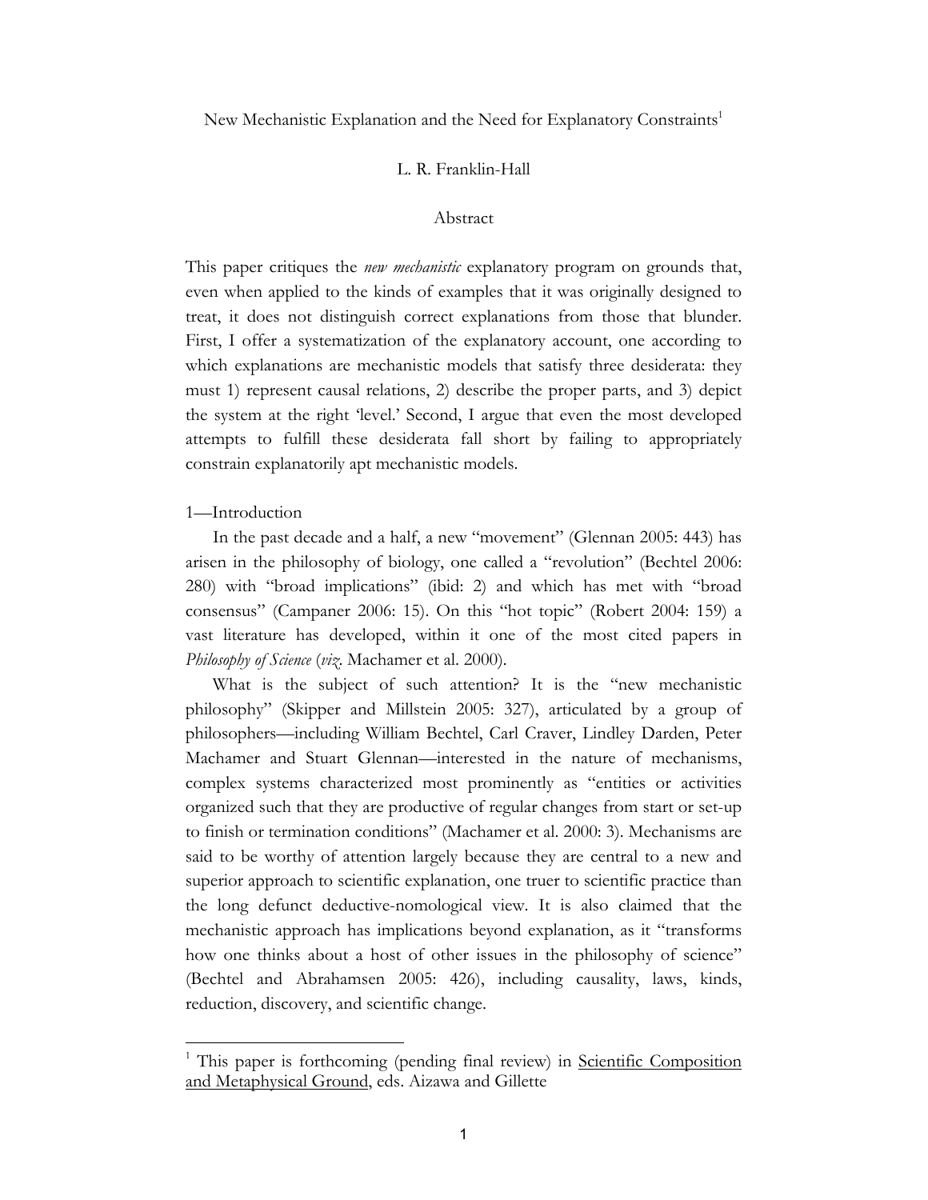# New Mechanistic Explanation and the Need for Explanatory Constraints[1]

L. R. Franklin-Hall

## Abstract

This paper critiques the *new mechanistic* explanatory program on grounds that, even when applied to the kinds of examples that it was originally designed to treat, it does not distinguish correct explanations from those that blunder. First, I offer a systematization of the explanatory account, one according to which explanations are mechanistic models that satisfy three desiderata: they must 1) represent causal relations, 2) describe the proper parts, and 3) depict the system at the right 'level.' Second, I argue that even the most developed attempts to fulfill these desiderata fall short by failing to appropriately constrain explanatorily apt mechanistic models.

## 1—Introduction

In the past decade and a half, a new "movement" (Glennan 2005: 443) has arisen in the philosophy of biology, one called a "revolution" (Bechtel 2006: 280) with "broad implications" (ibid: 2) and which has met with "broad consensus" (Campaner 2006: 15). On this "hot topic" (Robert 2004: 159) a vast literature has developed, within it one of the most cited papers in *Philosophy of Science* (*viz*. Machamer et al. 2000).

What is the subject of such attention? It is the "new mechanistic philosophy" (Skipper and Millstein 2005: 327), articulated by a group of philosophers—including William Bechtel, Carl Craver, Lindley Darden, Peter Machamer and Stuart Glennan—interested in the nature of mechanisms, complex systems characterized most prominently as "entities or activities organized such that they are productive of regular changes from start or set-up to finish or termination conditions" (Machamer et al. 2000: 3). Mechanisms are said to be worthy of attention largely because they are central to a new and superior approach to scientific explanation, one truer to scientific practice than the long defunct deductive-nomological view. It is also claimed that the mechanistic approach has implications beyond explanation, as it "transforms how one thinks about a host of other issues in the philosophy of science" (Bechtel and Abrahamsen 2005: 426), including causality, laws, kinds, reduction, discovery, and scientific change.

---

[1] This paper is forthcoming (pending final review) in Scientific Composition and Metaphysical Ground, eds. Aizawa and Gillette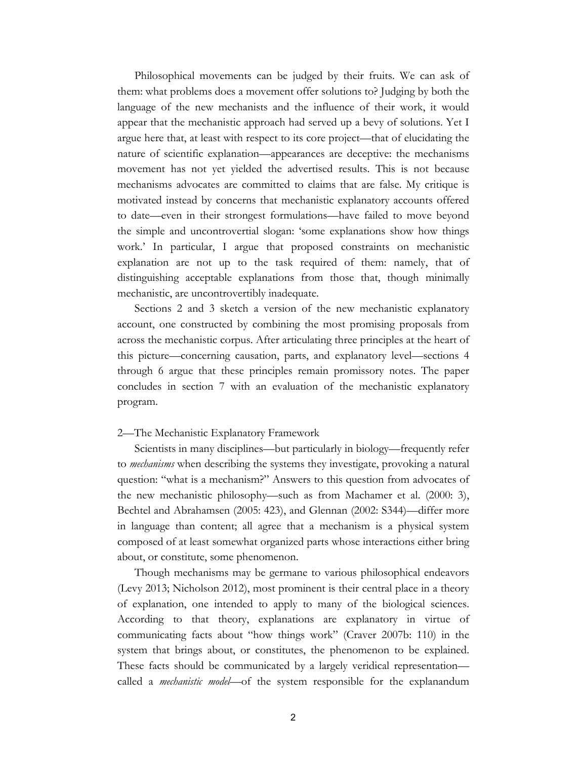Philosophical movements can be judged by their fruits. We can ask of them: what problems does a movement offer solutions to? Judging by both the language of the new mechanists and the influence of their work, it would appear that the mechanistic approach had served up a bevy of solutions. Yet I argue here that, at least with respect to its core project—that of elucidating the nature of scientific explanation—appearances are deceptive: the mechanisms movement has not yet yielded the advertised results. This is not because mechanisms advocates are committed to claims that are false. My critique is motivated instead by concerns that mechanistic explanatory accounts offered to date—even in their strongest formulations—have failed to move beyond the simple and uncontrovertial slogan: 'some explanations show how things work.' In particular, I argue that proposed constraints on mechanistic explanation are not up to the task required of them: namely, that of distinguishing acceptable explanations from those that, though minimally mechanistic, are uncontrovertibly inadequate.

Sections 2 and 3 sketch a version of the new mechanistic explanatory account, one constructed by combining the most promising proposals from across the mechanistic corpus. After articulating three principles at the heart of this picture—concerning causation, parts, and explanatory level—sections 4 through 6 argue that these principles remain promissory notes. The paper concludes in section 7 with an evaluation of the mechanistic explanatory program.

## 2—The Mechanistic Explanatory Framework

Scientists in many disciplines—but particularly in biology—frequently refer to *mechanisms* when describing the systems they investigate, provoking a natural question: "what is a mechanism?" Answers to this question from advocates of the new mechanistic philosophy—such as from Machamer et al. (2000: 3), Bechtel and Abrahamsen (2005: 423), and Glennan (2002: S344)—differ more in language than content; all agree that a mechanism is a physical system composed of at least somewhat organized parts whose interactions either bring about, or constitute, some phenomenon.

Though mechanisms may be germane to various philosophical endeavors (Levy 2013; Nicholson 2012), most prominent is their central place in a theory of explanation, one intended to apply to many of the biological sciences. According to that theory, explanations are explanatory in virtue of communicating facts about "how things work" (Craver 2007b: 110) in the system that brings about, or constitutes, the phenomenon to be explained. These facts should be communicated by a largely veridical representation—called a *mechanistic model*—of the system responsible for the explanandum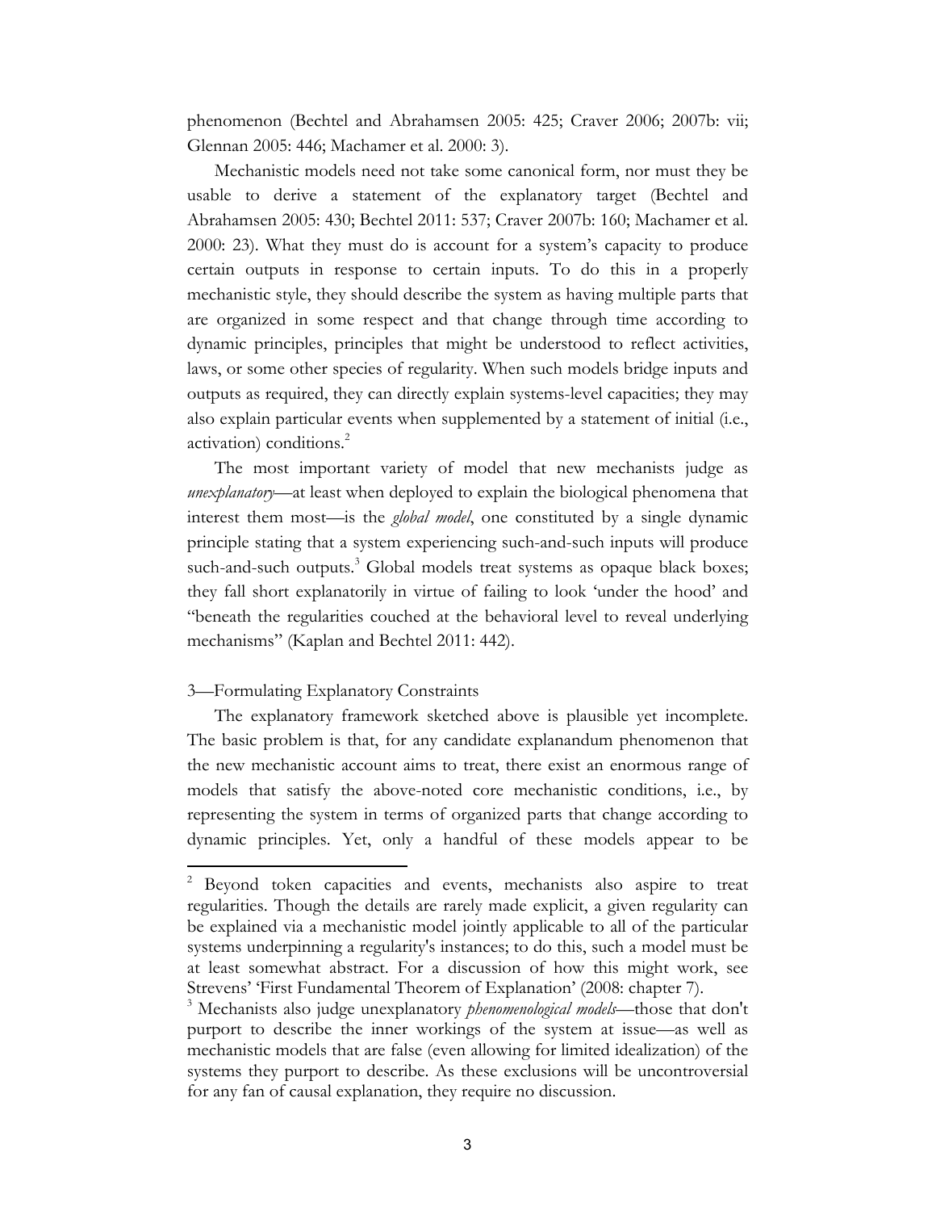phenomenon (Bechtel and Abrahamsen 2005: 425; Craver 2006; 2007b: vii; Glennan 2005: 446; Machamer et al. 2000: 3).

Mechanistic models need not take some canonical form, nor must they be usable to derive a statement of the explanatory target (Bechtel and Abrahamsen 2005: 430; Bechtel 2011: 537; Craver 2007b: 160; Machamer et al. 2000: 23). What they must do is account for a system's capacity to produce certain outputs in response to certain inputs. To do this in a properly mechanistic style, they should describe the system as having multiple parts that are organized in some respect and that change through time according to dynamic principles, principles that might be understood to reflect activities, laws, or some other species of regularity. When such models bridge inputs and outputs as required, they can directly explain systems-level capacities; they may also explain particular events when supplemented by a statement of initial (i.e., activation) conditions.[2]

The most important variety of model that new mechanists judge as *unexplanatory*—at least when deployed to explain the biological phenomena that interest them most—is the *global model*, one constituted by a single dynamic principle stating that a system experiencing such-and-such inputs will produce such-and-such outputs.[3] Global models treat systems as opaque black boxes; they fall short explanatorily in virtue of failing to look 'under the hood' and "beneath the regularities couched at the behavioral level to reveal underlying mechanisms" (Kaplan and Bechtel 2011: 442).

## 3—Formulating Explanatory Constraints

The explanatory framework sketched above is plausible yet incomplete. The basic problem is that, for any candidate explanandum phenomenon that the new mechanistic account aims to treat, there exist an enormous range of models that satisfy the above-noted core mechanistic conditions, i.e., by representing the system in terms of organized parts that change according to dynamic principles. Yet, only a handful of these models appear to be

---

[2] Beyond token capacities and events, mechanists also aspire to treat regularities. Though the details are rarely made explicit, a given regularity can be explained via a mechanistic model jointly applicable to all of the particular systems underpinning a regularity's instances; to do this, such a model must be at least somewhat abstract. For a discussion of how this might work, see Strevens' 'First Fundamental Theorem of Explanation' (2008: chapter 7).

[3] Mechanists also judge unexplanatory *phenomenological models*—those that don't purport to describe the inner workings of the system at issue—as well as mechanistic models that are false (even allowing for limited idealization) of the systems they purport to describe. As these exclusions will be uncontroversial for any fan of causal explanation, they require no discussion.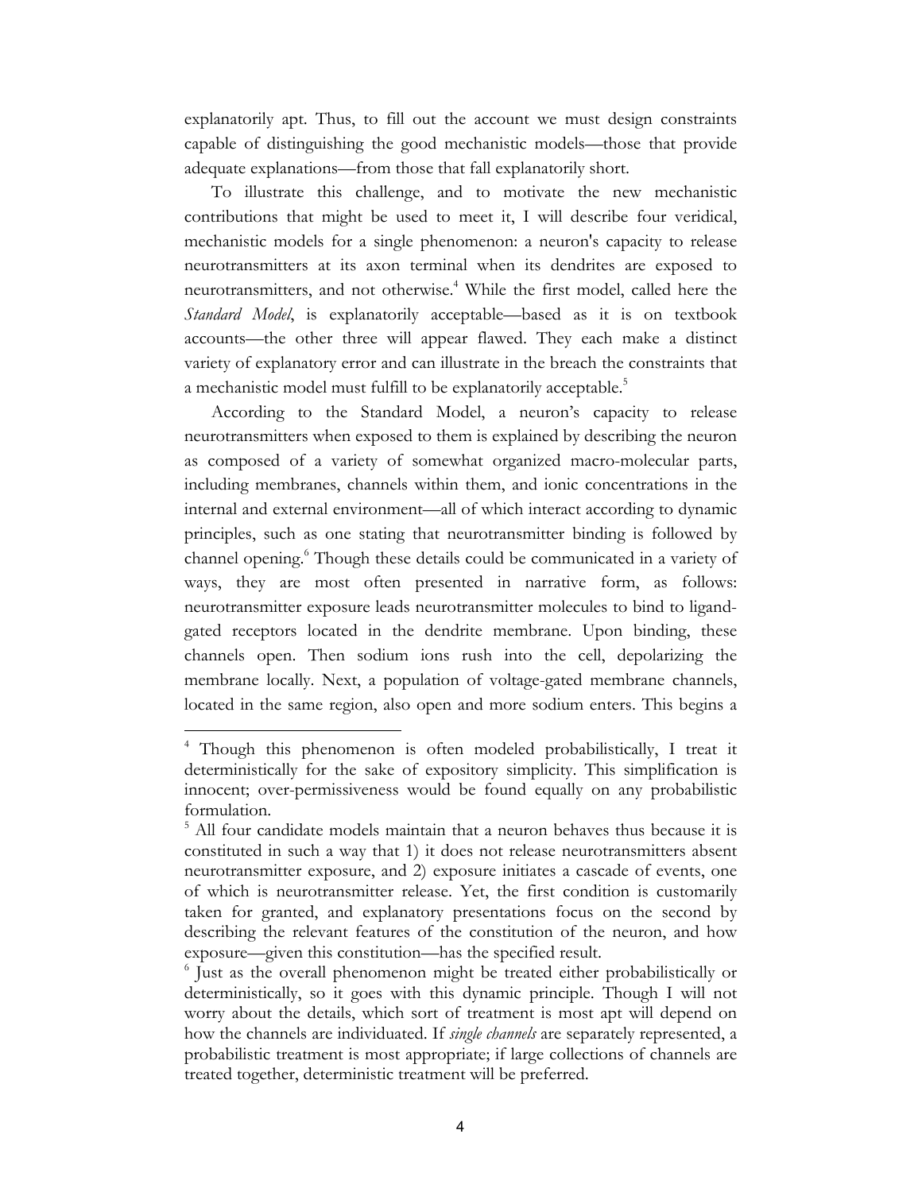explanatorily apt. Thus, to fill out the account we must design constraints capable of distinguishing the good mechanistic models—those that provide adequate explanations—from those that fall explanatorily short.

To illustrate this challenge, and to motivate the new mechanistic contributions that might be used to meet it, I will describe four veridical, mechanistic models for a single phenomenon: a neuron's capacity to release neurotransmitters at its axon terminal when its dendrites are exposed to neurotransmitters, and not otherwise.[4] While the first model, called here the *Standard Model*, is explanatorily acceptable—based as it is on textbook accounts—the other three will appear flawed. They each make a distinct variety of explanatory error and can illustrate in the breach the constraints that a mechanistic model must fulfill to be explanatorily acceptable.[5]

According to the Standard Model, a neuron's capacity to release neurotransmitters when exposed to them is explained by describing the neuron as composed of a variety of somewhat organized macro-molecular parts, including membranes, channels within them, and ionic concentrations in the internal and external environment—all of which interact according to dynamic principles, such as one stating that neurotransmitter binding is followed by channel opening.[6] Though these details could be communicated in a variety of ways, they are most often presented in narrative form, as follows: neurotransmitter exposure leads neurotransmitter molecules to bind to ligand-gated receptors located in the dendrite membrane. Upon binding, these channels open. Then sodium ions rush into the cell, depolarizing the membrane locally. Next, a population of voltage-gated membrane channels, located in the same region, also open and more sodium enters. This begins a

---

[4] Though this phenomenon is often modeled probabilistically, I treat it deterministically for the sake of expository simplicity. This simplification is innocent; over-permissiveness would be found equally on any probabilistic formulation.

[5] All four candidate models maintain that a neuron behaves thus because it is constituted in such a way that 1) it does not release neurotransmitters absent neurotransmitter exposure, and 2) exposure initiates a cascade of events, one of which is neurotransmitter release. Yet, the first condition is customarily taken for granted, and explanatory presentations focus on the second by describing the relevant features of the constitution of the neuron, and how exposure—given this constitution—has the specified result.

[6] Just as the overall phenomenon might be treated either probabilistically or deterministically, so it goes with this dynamic principle. Though I will not worry about the details, which sort of treatment is most apt will depend on how the channels are individuated. If *single channels* are separately represented, a probabilistic treatment is most appropriate; if large collections of channels are treated together, deterministic treatment will be preferred.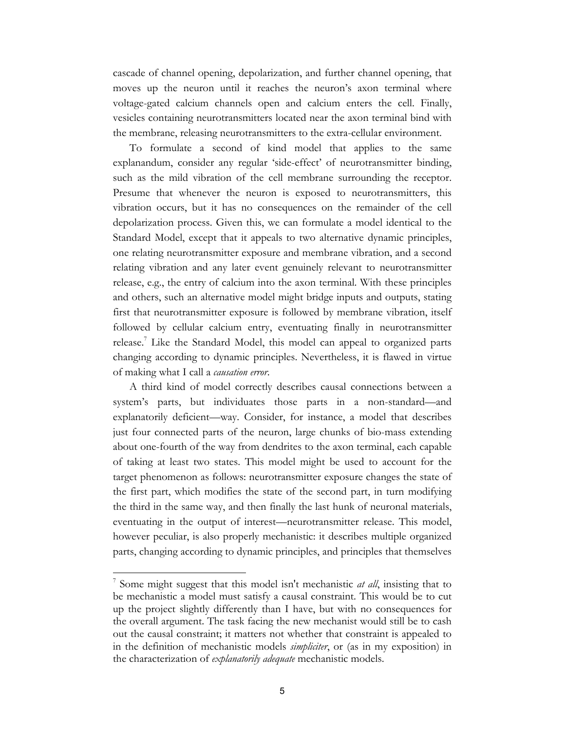cascade of channel opening, depolarization, and further channel opening, that moves up the neuron until it reaches the neuron's axon terminal where voltage-gated calcium channels open and calcium enters the cell. Finally, vesicles containing neurotransmitters located near the axon terminal bind with the membrane, releasing neurotransmitters to the extra-cellular environment.

To formulate a second of kind model that applies to the same explanandum, consider any regular 'side-effect' of neurotransmitter binding, such as the mild vibration of the cell membrane surrounding the receptor. Presume that whenever the neuron is exposed to neurotransmitters, this vibration occurs, but it has no consequences on the remainder of the cell depolarization process. Given this, we can formulate a model identical to the Standard Model, except that it appeals to two alternative dynamic principles, one relating neurotransmitter exposure and membrane vibration, and a second relating vibration and any later event genuinely relevant to neurotransmitter release, e.g., the entry of calcium into the axon terminal. With these principles and others, such an alternative model might bridge inputs and outputs, stating first that neurotransmitter exposure is followed by membrane vibration, itself followed by cellular calcium entry, eventuating finally in neurotransmitter release.[7] Like the Standard Model, this model can appeal to organized parts changing according to dynamic principles. Nevertheless, it is flawed in virtue of making what I call a *causation error*.

A third kind of model correctly describes causal connections between a system's parts, but individuates those parts in a non-standard—and explanatorily deficient—way. Consider, for instance, a model that describes just four connected parts of the neuron, large chunks of bio-mass extending about one-fourth of the way from dendrites to the axon terminal, each capable of taking at least two states. This model might be used to account for the target phenomenon as follows: neurotransmitter exposure changes the state of the first part, which modifies the state of the second part, in turn modifying the third in the same way, and then finally the last hunk of neuronal materials, eventuating in the output of interest—neurotransmitter release. This model, however peculiar, is also properly mechanistic: it describes multiple organized parts, changing according to dynamic principles, and principles that themselves

[7] Some might suggest that this model isn't mechanistic *at all*, insisting that to be mechanistic a model must satisfy a causal constraint. This would be to cut up the project slightly differently than I have, but with no consequences for the overall argument. The task facing the new mechanist would still be to cash out the causal constraint; it matters not whether that constraint is appealed to in the definition of mechanistic models *simpliciter*, or (as in my exposition) in the characterization of *explanatorily adequate* mechanistic models.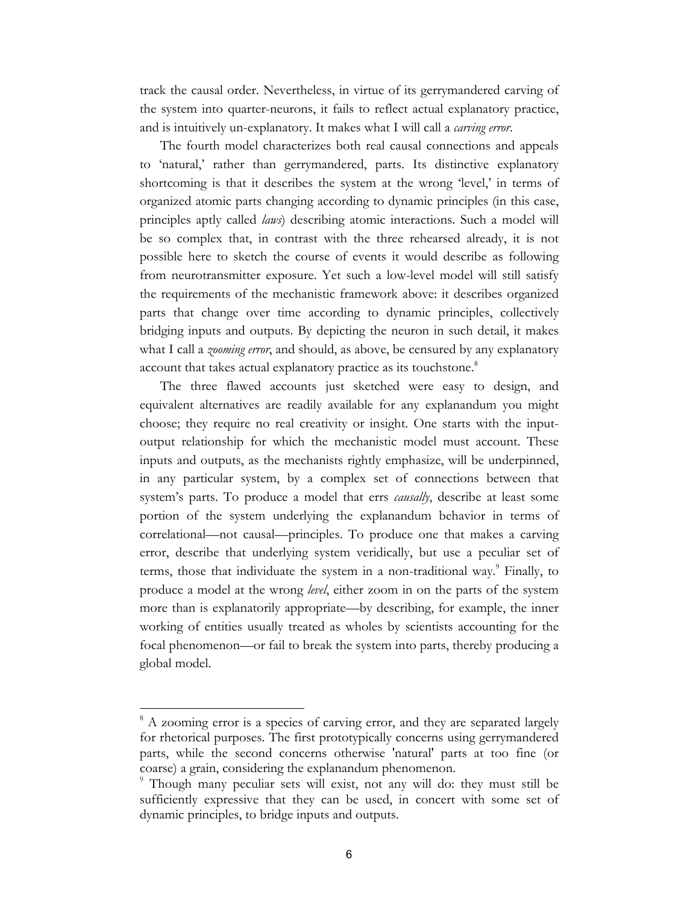track the causal order. Nevertheless, in virtue of its gerrymandered carving of the system into quarter-neurons, it fails to reflect actual explanatory practice, and is intuitively un-explanatory. It makes what I will call a *carving error*.

The fourth model characterizes both real causal connections and appeals to 'natural,' rather than gerrymandered, parts. Its distinctive explanatory shortcoming is that it describes the system at the wrong 'level,' in terms of organized atomic parts changing according to dynamic principles (in this case, principles aptly called *laws*) describing atomic interactions. Such a model will be so complex that, in contrast with the three rehearsed already, it is not possible here to sketch the course of events it would describe as following from neurotransmitter exposure. Yet such a low-level model will still satisfy the requirements of the mechanistic framework above: it describes organized parts that change over time according to dynamic principles, collectively bridging inputs and outputs. By depicting the neuron in such detail, it makes what I call a *zooming error*, and should, as above, be censured by any explanatory account that takes actual explanatory practice as its touchstone.[8]

The three flawed accounts just sketched were easy to design, and equivalent alternatives are readily available for any explanandum you might choose; they require no real creativity or insight. One starts with the input-output relationship for which the mechanistic model must account. These inputs and outputs, as the mechanists rightly emphasize, will be underpinned, in any particular system, by a complex set of connections between that system's parts. To produce a model that errs *causally*, describe at least some portion of the system underlying the explanandum behavior in terms of correlational—not causal—principles. To produce one that makes a carving error, describe that underlying system veridically, but use a peculiar set of terms, those that individuate the system in a non-traditional way.[9] Finally, to produce a model at the wrong *level*, either zoom in on the parts of the system more than is explanatorily appropriate—by describing, for example, the inner working of entities usually treated as wholes by scientists accounting for the focal phenomenon—or fail to break the system into parts, thereby producing a global model.

---

[8] A zooming error is a species of carving error, and they are separated largely for rhetorical purposes. The first prototypically concerns using gerrymandered parts, while the second concerns otherwise 'natural' parts at too fine (or coarse) a grain, considering the explanandum phenomenon.

[9] Though many peculiar sets will exist, not any will do: they must still be sufficiently expressive that they can be used, in concert with some set of dynamic principles, to bridge inputs and outputs.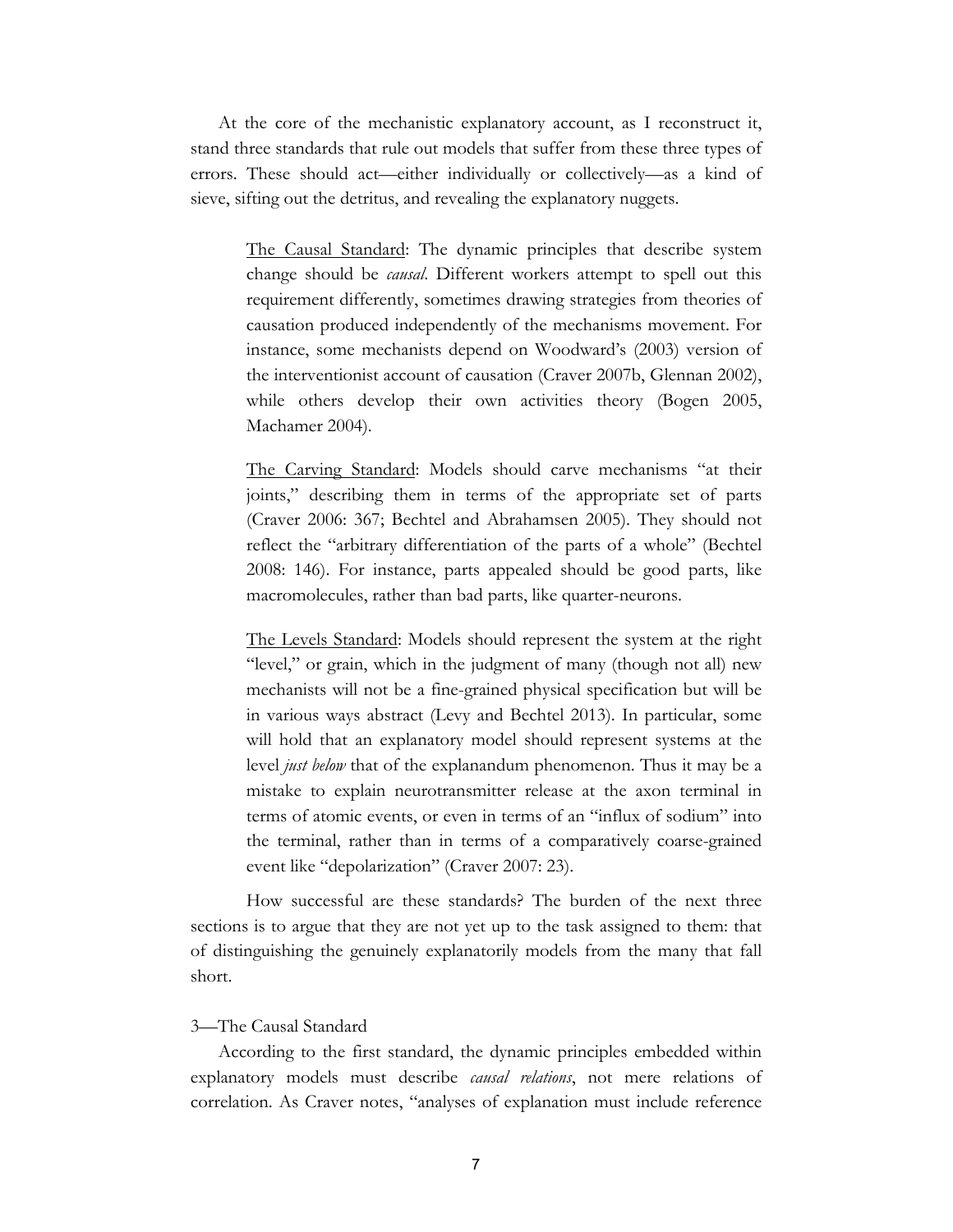At the core of the mechanistic explanatory account, as I reconstruct it, stand three standards that rule out models that suffer from these three types of errors. These should act—either individually or collectively—as a kind of sieve, sifting out the detritus, and revealing the explanatory nuggets.

> <u>The Causal Standard</u>: The dynamic principles that describe system change should be *causal*. Different workers attempt to spell out this requirement differently, sometimes drawing strategies from theories of causation produced independently of the mechanisms movement. For instance, some mechanists depend on Woodward's (2003) version of the interventionist account of causation (Craver 2007b, Glennan 2002), while others develop their own activities theory (Bogen 2005, Machamer 2004).
>
> <u>The Carving Standard</u>: Models should carve mechanisms "at their joints," describing them in terms of the appropriate set of parts (Craver 2006: 367; Bechtel and Abrahamsen 2005). They should not reflect the "arbitrary differentiation of the parts of a whole" (Bechtel 2008: 146). For instance, parts appealed should be good parts, like macromolecules, rather than bad parts, like quarter-neurons.
>
> <u>The Levels Standard</u>: Models should represent the system at the right "level," or grain, which in the judgment of many (though not all) new mechanists will not be a fine-grained physical specification but will be in various ways abstract (Levy and Bechtel 2013). In particular, some will hold that an explanatory model should represent systems at the level *just below* that of the explanandum phenomenon. Thus it may be a mistake to explain neurotransmitter release at the axon terminal in terms of atomic events, or even in terms of an "influx of sodium" into the terminal, rather than in terms of a comparatively coarse-grained event like "depolarization" (Craver 2007: 23).

How successful are these standards? The burden of the next three sections is to argue that they are not yet up to the task assigned to them: that of distinguishing the genuinely explanatorily models from the many that fall short.

## 3—The Causal Standard

According to the first standard, the dynamic principles embedded within explanatory models must describe *causal relations*, not mere relations of correlation. As Craver notes, "analyses of explanation must include reference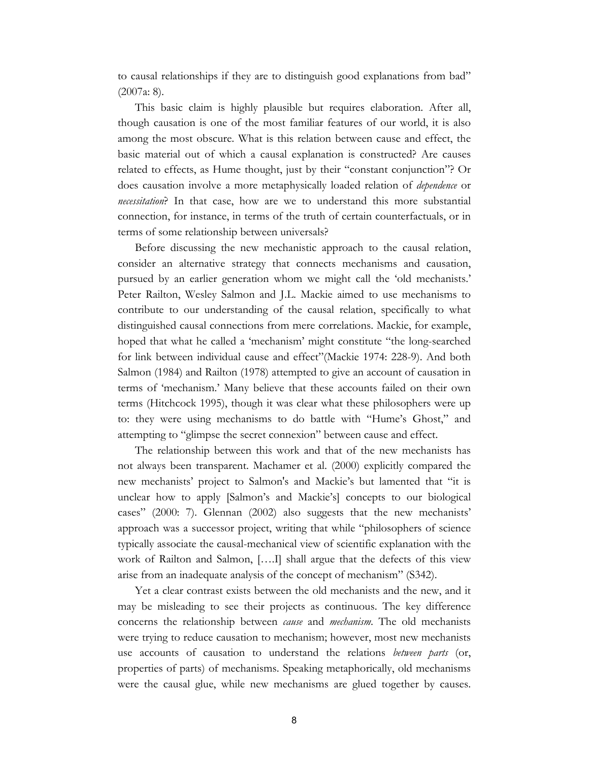to causal relationships if they are to distinguish good explanations from bad" (2007a: 8).

This basic claim is highly plausible but requires elaboration. After all, though causation is one of the most familiar features of our world, it is also among the most obscure. What is this relation between cause and effect, the basic material out of which a causal explanation is constructed? Are causes related to effects, as Hume thought, just by their "constant conjunction"? Or does causation involve a more metaphysically loaded relation of *dependence* or *necessitation*? In that case, how are we to understand this more substantial connection, for instance, in terms of the truth of certain counterfactuals, or in terms of some relationship between universals?

Before discussing the new mechanistic approach to the causal relation, consider an alternative strategy that connects mechanisms and causation, pursued by an earlier generation whom we might call the 'old mechanists.' Peter Railton, Wesley Salmon and J.L. Mackie aimed to use mechanisms to contribute to our understanding of the causal relation, specifically to what distinguished causal connections from mere correlations. Mackie, for example, hoped that what he called a 'mechanism' might constitute "the long-searched for link between individual cause and effect"(Mackie 1974: 228-9). And both Salmon (1984) and Railton (1978) attempted to give an account of causation in terms of 'mechanism.' Many believe that these accounts failed on their own terms (Hitchcock 1995), though it was clear what these philosophers were up to: they were using mechanisms to do battle with "Hume's Ghost," and attempting to "glimpse the secret connexion" between cause and effect.

The relationship between this work and that of the new mechanists has not always been transparent. Machamer et al. (2000) explicitly compared the new mechanists' project to Salmon's and Mackie's but lamented that "it is unclear how to apply [Salmon's and Mackie's] concepts to our biological cases" (2000: 7). Glennan (2002) also suggests that the new mechanists' approach was a successor project, writing that while "philosophers of science typically associate the causal-mechanical view of scientific explanation with the work of Railton and Salmon, [….I] shall argue that the defects of this view arise from an inadequate analysis of the concept of mechanism" (S342).

Yet a clear contrast exists between the old mechanists and the new, and it may be misleading to see their projects as continuous. The key difference concerns the relationship between *cause* and *mechanism*. The old mechanists were trying to reduce causation to mechanism; however, most new mechanists use accounts of causation to understand the relations *between parts* (or, properties of parts) of mechanisms. Speaking metaphorically, old mechanisms were the causal glue, while new mechanisms are glued together by causes.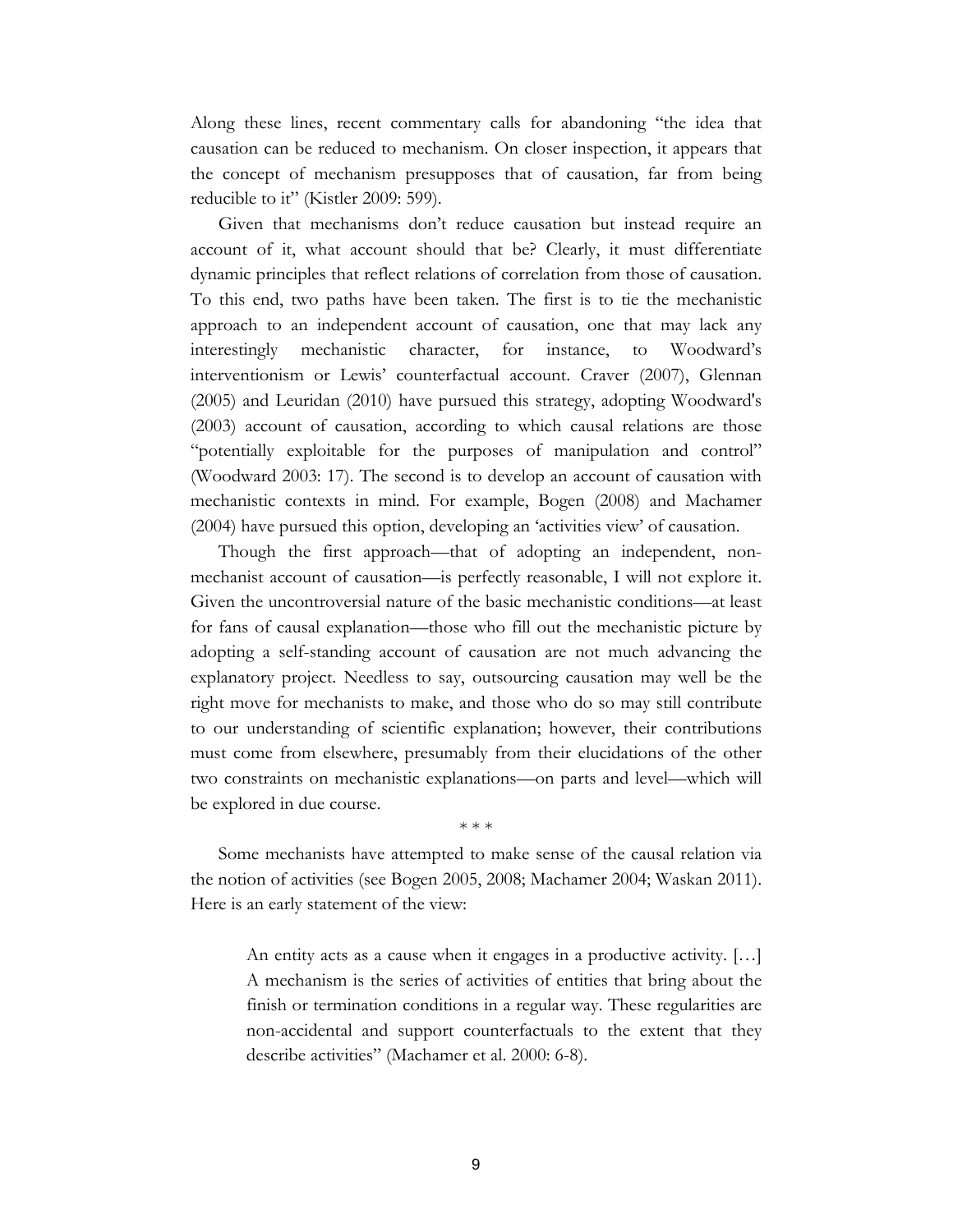Along these lines, recent commentary calls for abandoning "the idea that causation can be reduced to mechanism. On closer inspection, it appears that the concept of mechanism presupposes that of causation, far from being reducible to it" (Kistler 2009: 599).

Given that mechanisms don't reduce causation but instead require an account of it, what account should that be? Clearly, it must differentiate dynamic principles that reflect relations of correlation from those of causation. To this end, two paths have been taken. The first is to tie the mechanistic approach to an independent account of causation, one that may lack any interestingly mechanistic character, for instance, to Woodward's interventionism or Lewis' counterfactual account. Craver (2007), Glennan (2005) and Leuridan (2010) have pursued this strategy, adopting Woodward's (2003) account of causation, according to which causal relations are those "potentially exploitable for the purposes of manipulation and control" (Woodward 2003: 17). The second is to develop an account of causation with mechanistic contexts in mind. For example, Bogen (2008) and Machamer (2004) have pursued this option, developing an 'activities view' of causation.

Though the first approach—that of adopting an independent, non-mechanist account of causation—is perfectly reasonable, I will not explore it. Given the uncontroversial nature of the basic mechanistic conditions—at least for fans of causal explanation—those who fill out the mechanistic picture by adopting a self-standing account of causation are not much advancing the explanatory project. Needless to say, outsourcing causation may well be the right move for mechanists to make, and those who do so may still contribute to our understanding of scientific explanation; however, their contributions must come from elsewhere, presumably from their elucidations of the other two constraints on mechanistic explanations—on parts and level—which will be explored in due course.

\* \* \*

Some mechanists have attempted to make sense of the causal relation via the notion of activities (see Bogen 2005, 2008; Machamer 2004; Waskan 2011). Here is an early statement of the view:

> An entity acts as a cause when it engages in a productive activity. […] A mechanism is the series of activities of entities that bring about the finish or termination conditions in a regular way. These regularities are non-accidental and support counterfactuals to the extent that they describe activities" (Machamer et al. 2000: 6-8).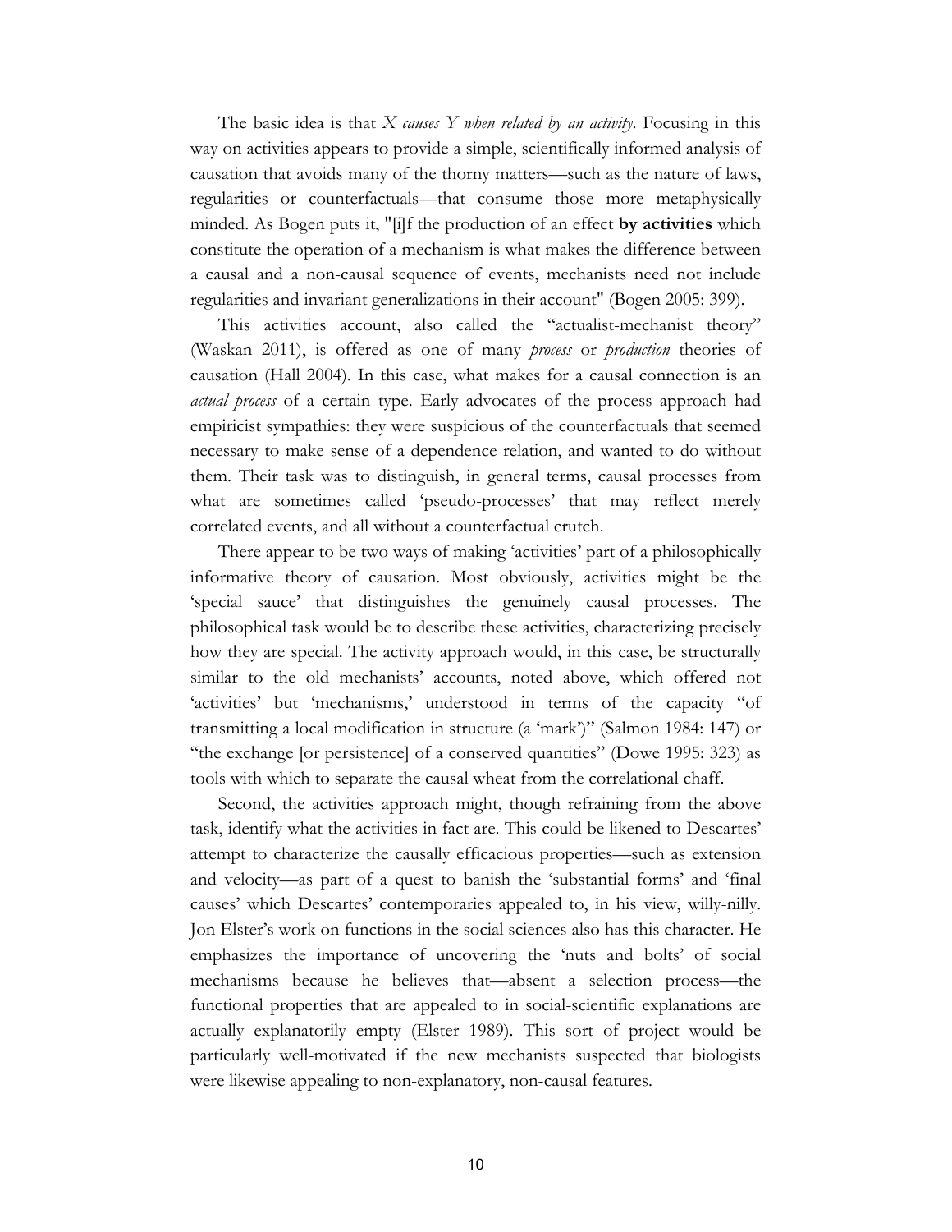The basic idea is that *X causes Y when related by an activity*. Focusing in this way on activities appears to provide a simple, scientifically informed analysis of causation that avoids many of the thorny matters—such as the nature of laws, regularities or counterfactuals—that consume those more metaphysically minded. As Bogen puts it, "[i]f the production of an effect **by activities** which constitute the operation of a mechanism is what makes the difference between a causal and a non-causal sequence of events, mechanists need not include regularities and invariant generalizations in their account" (Bogen 2005: 399).

This activities account, also called the "actualist-mechanist theory" (Waskan 2011), is offered as one of many *process* or *production* theories of causation (Hall 2004). In this case, what makes for a causal connection is an *actual process* of a certain type. Early advocates of the process approach had empiricist sympathies: they were suspicious of the counterfactuals that seemed necessary to make sense of a dependence relation, and wanted to do without them. Their task was to distinguish, in general terms, causal processes from what are sometimes called 'pseudo-processes' that may reflect merely correlated events, and all without a counterfactual crutch.

There appear to be two ways of making 'activities' part of a philosophically informative theory of causation. Most obviously, activities might be the 'special sauce' that distinguishes the genuinely causal processes. The philosophical task would be to describe these activities, characterizing precisely how they are special. The activity approach would, in this case, be structurally similar to the old mechanists' accounts, noted above, which offered not 'activities' but 'mechanisms,' understood in terms of the capacity "of transmitting a local modification in structure (a 'mark')" (Salmon 1984: 147) or "the exchange [or persistence] of a conserved quantities" (Dowe 1995: 323) as tools with which to separate the causal wheat from the correlational chaff.

Second, the activities approach might, though refraining from the above task, identify what the activities in fact are. This could be likened to Descartes' attempt to characterize the causally efficacious properties—such as extension and velocity—as part of a quest to banish the 'substantial forms' and 'final causes' which Descartes' contemporaries appealed to, in his view, willy-nilly. Jon Elster's work on functions in the social sciences also has this character. He emphasizes the importance of uncovering the 'nuts and bolts' of social mechanisms because he believes that—absent a selection process—the functional properties that are appealed to in social-scientific explanations are actually explanatorily empty (Elster 1989). This sort of project would be particularly well-motivated if the new mechanists suspected that biologists were likewise appealing to non-explanatory, non-causal features.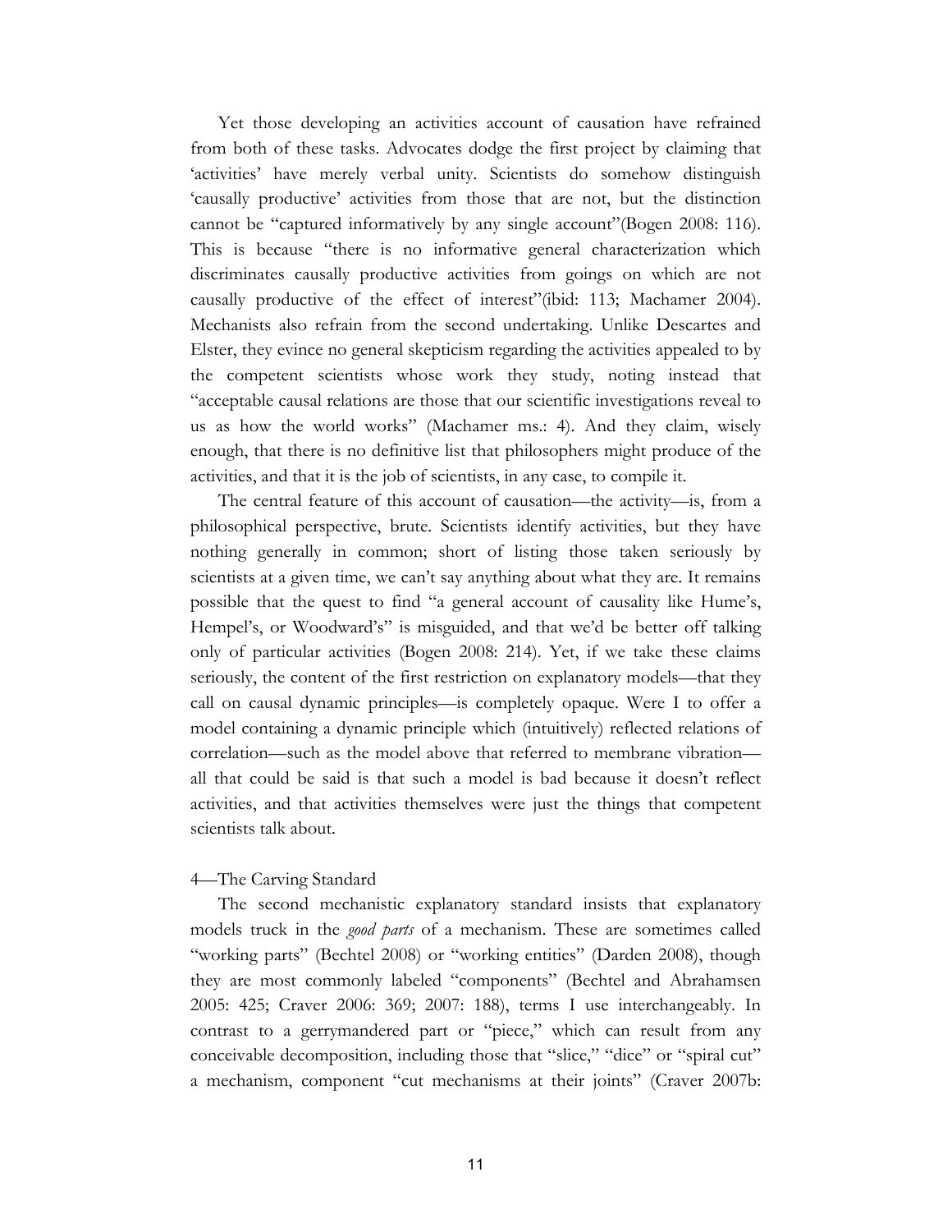Yet those developing an activities account of causation have refrained from both of these tasks. Advocates dodge the first project by claiming that 'activities' have merely verbal unity. Scientists do somehow distinguish 'causally productive' activities from those that are not, but the distinction cannot be "captured informatively by any single account"(Bogen 2008: 116). This is because "there is no informative general characterization which discriminates causally productive activities from goings on which are not causally productive of the effect of interest"(ibid: 113; Machamer 2004). Mechanists also refrain from the second undertaking. Unlike Descartes and Elster, they evince no general skepticism regarding the activities appealed to by the competent scientists whose work they study, noting instead that "acceptable causal relations are those that our scientific investigations reveal to us as how the world works" (Machamer ms.: 4). And they claim, wisely enough, that there is no definitive list that philosophers might produce of the activities, and that it is the job of scientists, in any case, to compile it.

The central feature of this account of causation—the activity—is, from a philosophical perspective, brute. Scientists identify activities, but they have nothing generally in common; short of listing those taken seriously by scientists at a given time, we can't say anything about what they are. It remains possible that the quest to find "a general account of causality like Hume's, Hempel's, or Woodward's" is misguided, and that we'd be better off talking only of particular activities (Bogen 2008: 214). Yet, if we take these claims seriously, the content of the first restriction on explanatory models—that they call on causal dynamic principles—is completely opaque. Were I to offer a model containing a dynamic principle which (intuitively) reflected relations of correlation—such as the model above that referred to membrane vibration—all that could be said is that such a model is bad because it doesn't reflect activities, and that activities themselves were just the things that competent scientists talk about.

## 4—The Carving Standard

The second mechanistic explanatory standard insists that explanatory models truck in the *good parts* of a mechanism. These are sometimes called "working parts" (Bechtel 2008) or "working entities" (Darden 2008), though they are most commonly labeled "components" (Bechtel and Abrahamsen 2005: 425; Craver 2006: 369; 2007: 188), terms I use interchangeably. In contrast to a gerrymandered part or "piece," which can result from any conceivable decomposition, including those that "slice," "dice" or "spiral cut" a mechanism, component "cut mechanisms at their joints" (Craver 2007b: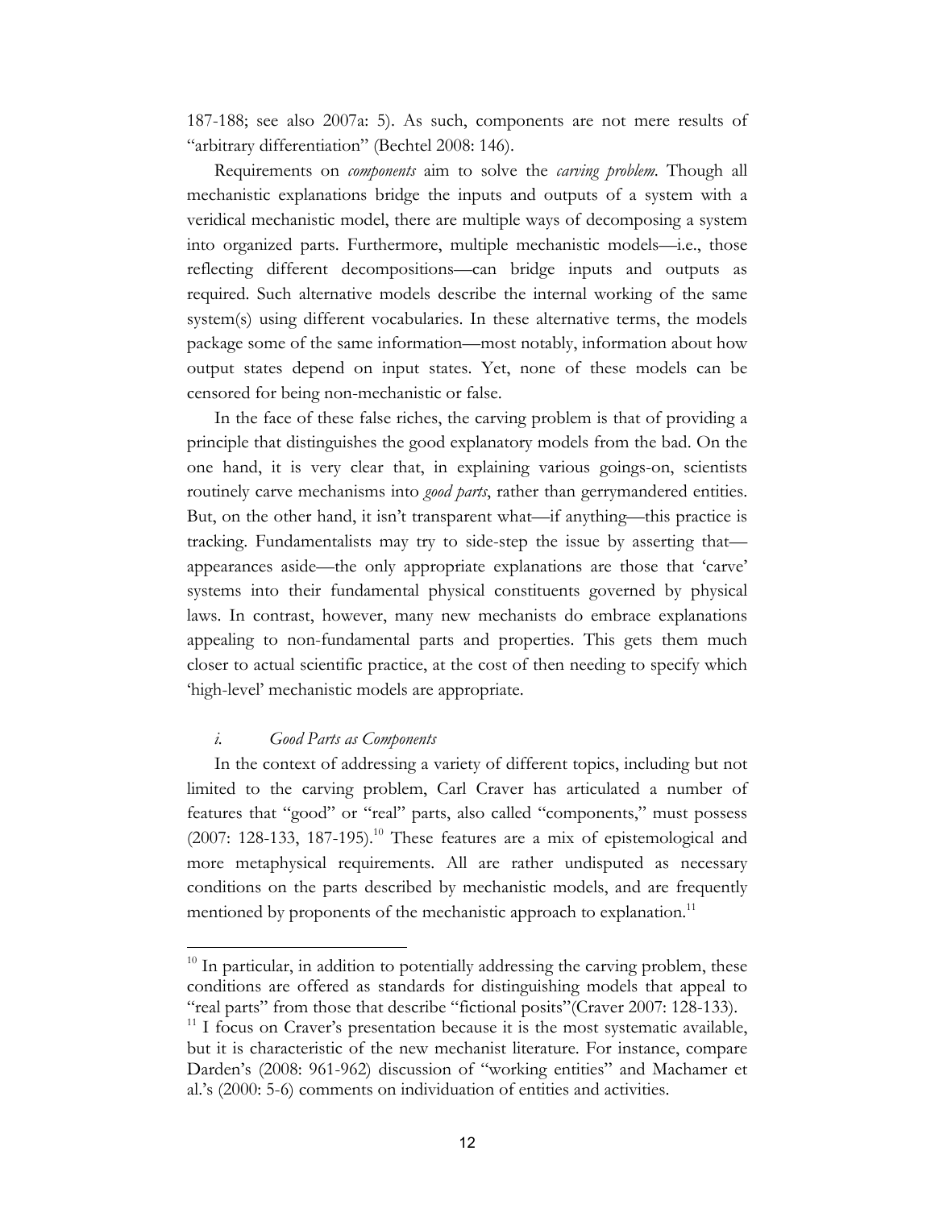187-188; see also 2007a: 5). As such, components are not mere results of "arbitrary differentiation" (Bechtel 2008: 146).

Requirements on *components* aim to solve the *carving problem*. Though all mechanistic explanations bridge the inputs and outputs of a system with a veridical mechanistic model, there are multiple ways of decomposing a system into organized parts. Furthermore, multiple mechanistic models—i.e., those reflecting different decompositions—can bridge inputs and outputs as required. Such alternative models describe the internal working of the same system(s) using different vocabularies. In these alternative terms, the models package some of the same information—most notably, information about how output states depend on input states. Yet, none of these models can be censored for being non-mechanistic or false.

In the face of these false riches, the carving problem is that of providing a principle that distinguishes the good explanatory models from the bad. On the one hand, it is very clear that, in explaining various goings-on, scientists routinely carve mechanisms into *good parts*, rather than gerrymandered entities. But, on the other hand, it isn't transparent what—if anything—this practice is tracking. Fundamentalists may try to side-step the issue by asserting that—appearances aside—the only appropriate explanations are those that 'carve' systems into their fundamental physical constituents governed by physical laws. In contrast, however, many new mechanists do embrace explanations appealing to non-fundamental parts and properties. This gets them much closer to actual scientific practice, at the cost of then needing to specify which 'high-level' mechanistic models are appropriate.

### *i. Good Parts as Components*

In the context of addressing a variety of different topics, including but not limited to the carving problem, Carl Craver has articulated a number of features that "good" or "real" parts, also called "components," must possess (2007: 128-133, 187-195).[10] These features are a mix of epistemological and more metaphysical requirements. All are rather undisputed as necessary conditions on the parts described by mechanistic models, and are frequently mentioned by proponents of the mechanistic approach to explanation.[11]

---

[10] In particular, in addition to potentially addressing the carving problem, these conditions are offered as standards for distinguishing models that appeal to "real parts" from those that describe "fictional posits"(Craver 2007: 128-133).

[11] I focus on Craver's presentation because it is the most systematic available, but it is characteristic of the new mechanist literature. For instance, compare Darden's (2008: 961-962) discussion of "working entities" and Machamer et al.'s (2000: 5-6) comments on individuation of entities and activities.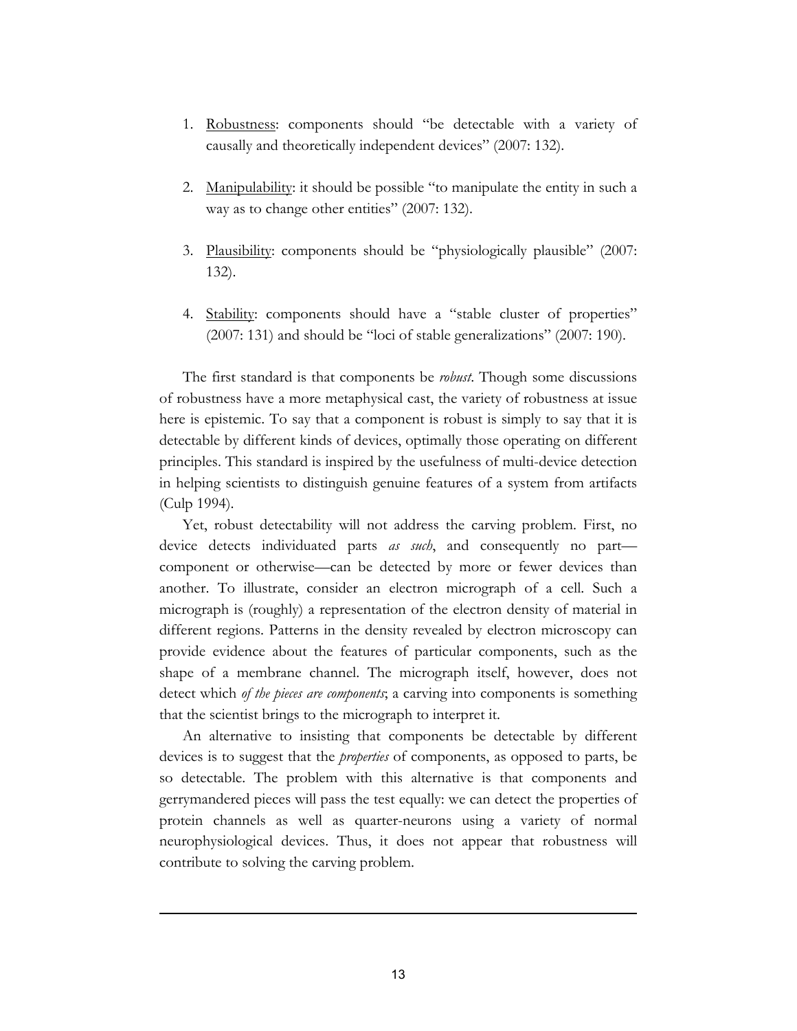1. Robustness: components should "be detectable with a variety of causally and theoretically independent devices" (2007: 132).

2. Manipulability: it should be possible "to manipulate the entity in such a way as to change other entities" (2007: 132).

3. Plausibility: components should be "physiologically plausible" (2007: 132).

4. Stability: components should have a "stable cluster of properties" (2007: 131) and should be "loci of stable generalizations" (2007: 190).

The first standard is that components be *robust*. Though some discussions of robustness have a more metaphysical cast, the variety of robustness at issue here is epistemic. To say that a component is robust is simply to say that it is detectable by different kinds of devices, optimally those operating on different principles. This standard is inspired by the usefulness of multi-device detection in helping scientists to distinguish genuine features of a system from artifacts (Culp 1994).

Yet, robust detectability will not address the carving problem. First, no device detects individuated parts *as such*, and consequently no part—component or otherwise—can be detected by more or fewer devices than another. To illustrate, consider an electron micrograph of a cell. Such a micrograph is (roughly) a representation of the electron density of material in different regions. Patterns in the density revealed by electron microscopy can provide evidence about the features of particular components, such as the shape of a membrane channel. The micrograph itself, however, does not detect which *of the pieces are components*; a carving into components is something that the scientist brings to the micrograph to interpret it.

An alternative to insisting that components be detectable by different devices is to suggest that the *properties* of components, as opposed to parts, be so detectable. The problem with this alternative is that components and gerrymandered pieces will pass the test equally: we can detect the properties of protein channels as well as quarter-neurons using a variety of normal neurophysiological devices. Thus, it does not appear that robustness will contribute to solving the carving problem.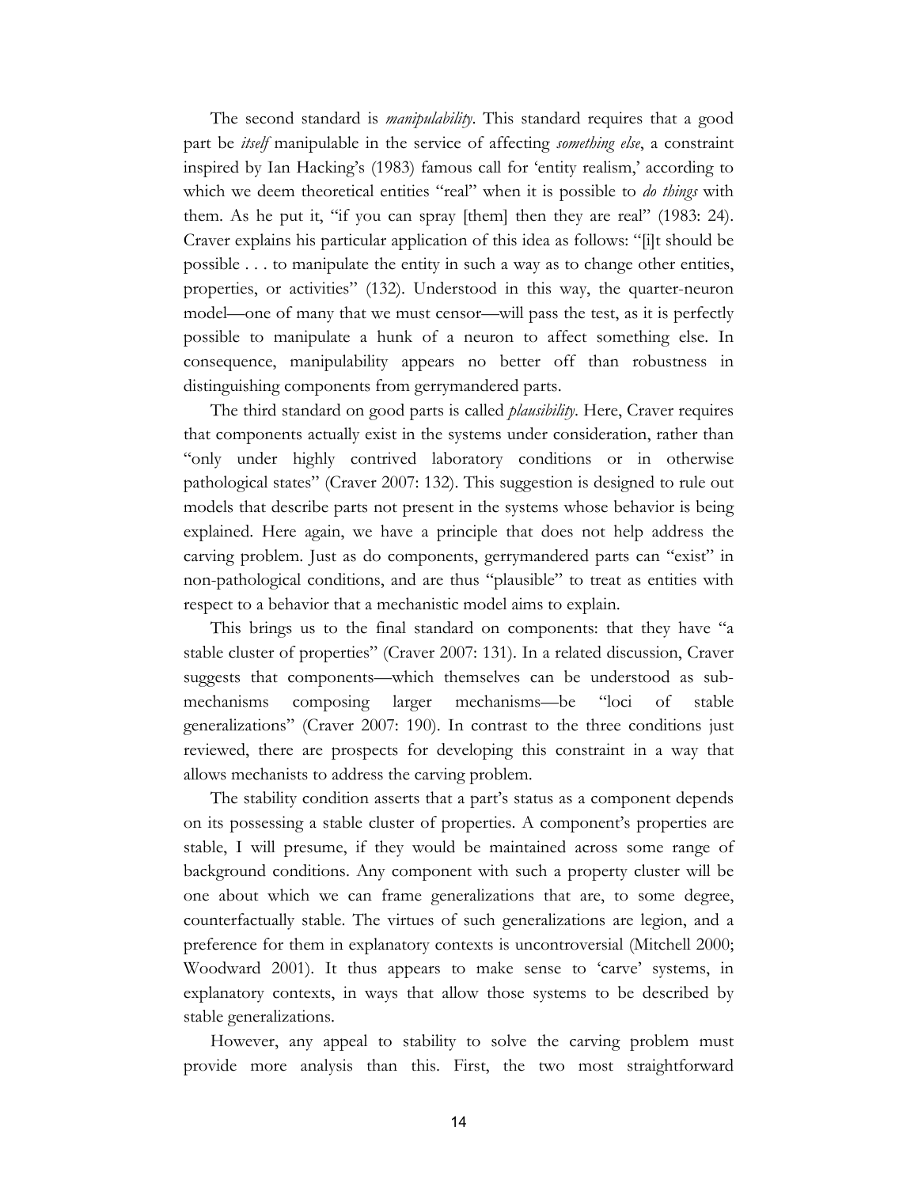The second standard is *manipulability*. This standard requires that a good part be *itself* manipulable in the service of affecting *something else*, a constraint inspired by Ian Hacking's (1983) famous call for 'entity realism,' according to which we deem theoretical entities "real" when it is possible to *do things* with them. As he put it, "if you can spray [them] then they are real" (1983: 24). Craver explains his particular application of this idea as follows: "[i]t should be possible . . . to manipulate the entity in such a way as to change other entities, properties, or activities" (132). Understood in this way, the quarter-neuron model—one of many that we must censor—will pass the test, as it is perfectly possible to manipulate a hunk of a neuron to affect something else. In consequence, manipulability appears no better off than robustness in distinguishing components from gerrymandered parts.

The third standard on good parts is called *plausibility*. Here, Craver requires that components actually exist in the systems under consideration, rather than "only under highly contrived laboratory conditions or in otherwise pathological states" (Craver 2007: 132). This suggestion is designed to rule out models that describe parts not present in the systems whose behavior is being explained. Here again, we have a principle that does not help address the carving problem. Just as do components, gerrymandered parts can "exist" in non-pathological conditions, and are thus "plausible" to treat as entities with respect to a behavior that a mechanistic model aims to explain.

This brings us to the final standard on components: that they have "a stable cluster of properties" (Craver 2007: 131). In a related discussion, Craver suggests that components—which themselves can be understood as sub-mechanisms composing larger mechanisms—be "loci of stable generalizations" (Craver 2007: 190). In contrast to the three conditions just reviewed, there are prospects for developing this constraint in a way that allows mechanists to address the carving problem.

The stability condition asserts that a part's status as a component depends on its possessing a stable cluster of properties. A component's properties are stable, I will presume, if they would be maintained across some range of background conditions. Any component with such a property cluster will be one about which we can frame generalizations that are, to some degree, counterfactually stable. The virtues of such generalizations are legion, and a preference for them in explanatory contexts is uncontroversial (Mitchell 2000; Woodward 2001). It thus appears to make sense to 'carve' systems, in explanatory contexts, in ways that allow those systems to be described by stable generalizations.

However, any appeal to stability to solve the carving problem must provide more analysis than this. First, the two most straightforward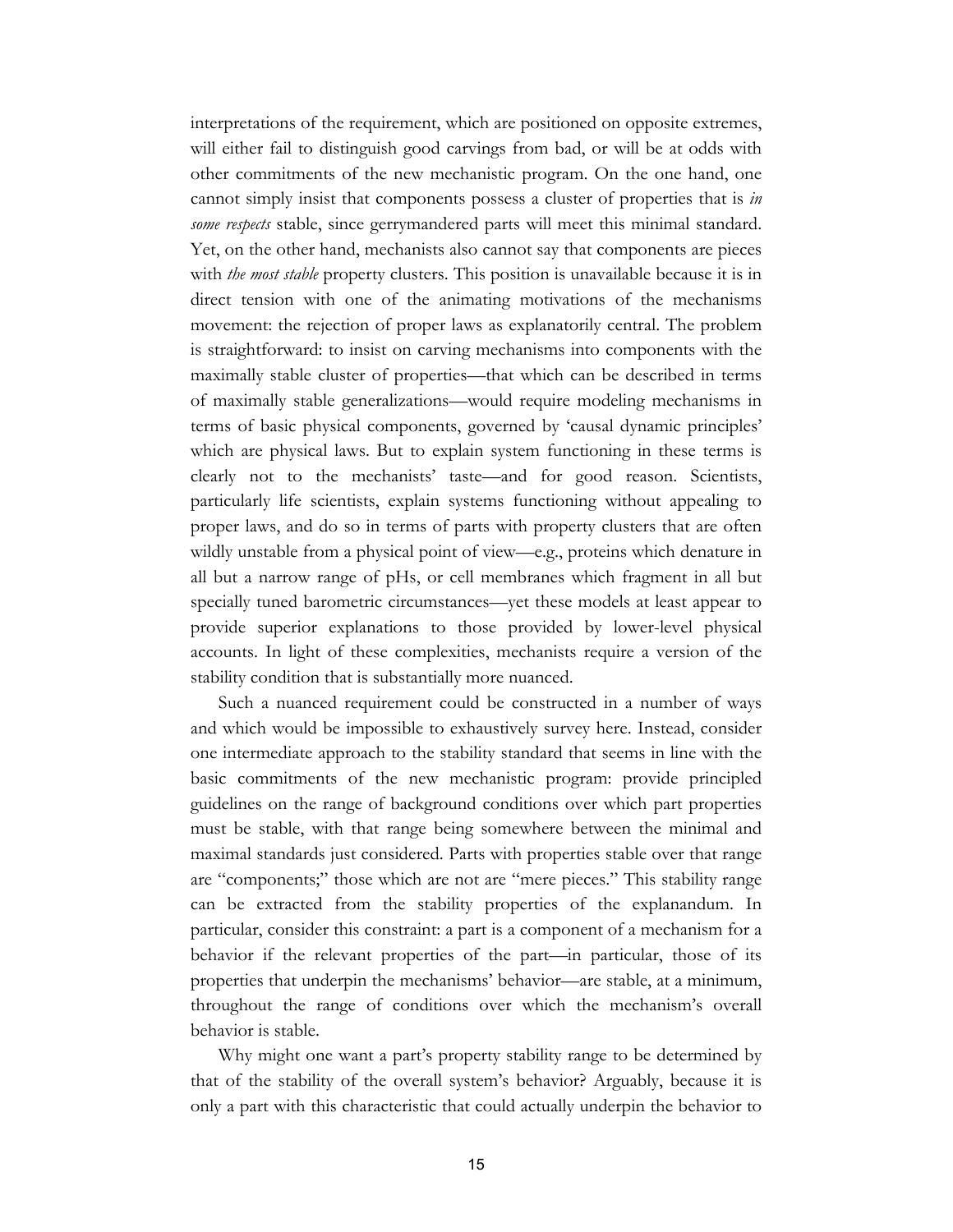interpretations of the requirement, which are positioned on opposite extremes, will either fail to distinguish good carvings from bad, or will be at odds with other commitments of the new mechanistic program. On the one hand, one cannot simply insist that components possess a cluster of properties that is *in some respects* stable, since gerrymandered parts will meet this minimal standard. Yet, on the other hand, mechanists also cannot say that components are pieces with *the most stable* property clusters. This position is unavailable because it is in direct tension with one of the animating motivations of the mechanisms movement: the rejection of proper laws as explanatorily central. The problem is straightforward: to insist on carving mechanisms into components with the maximally stable cluster of properties—that which can be described in terms of maximally stable generalizations—would require modeling mechanisms in terms of basic physical components, governed by 'causal dynamic principles' which are physical laws. But to explain system functioning in these terms is clearly not to the mechanists' taste—and for good reason. Scientists, particularly life scientists, explain systems functioning without appealing to proper laws, and do so in terms of parts with property clusters that are often wildly unstable from a physical point of view—e.g., proteins which denature in all but a narrow range of pHs, or cell membranes which fragment in all but specially tuned barometric circumstances—yet these models at least appear to provide superior explanations to those provided by lower-level physical accounts. In light of these complexities, mechanists require a version of the stability condition that is substantially more nuanced.

Such a nuanced requirement could be constructed in a number of ways and which would be impossible to exhaustively survey here. Instead, consider one intermediate approach to the stability standard that seems in line with the basic commitments of the new mechanistic program: provide principled guidelines on the range of background conditions over which part properties must be stable, with that range being somewhere between the minimal and maximal standards just considered. Parts with properties stable over that range are "components;" those which are not are "mere pieces." This stability range can be extracted from the stability properties of the explanandum. In particular, consider this constraint: a part is a component of a mechanism for a behavior if the relevant properties of the part—in particular, those of its properties that underpin the mechanisms' behavior—are stable, at a minimum, throughout the range of conditions over which the mechanism's overall behavior is stable.

Why might one want a part's property stability range to be determined by that of the stability of the overall system's behavior? Arguably, because it is only a part with this characteristic that could actually underpin the behavior to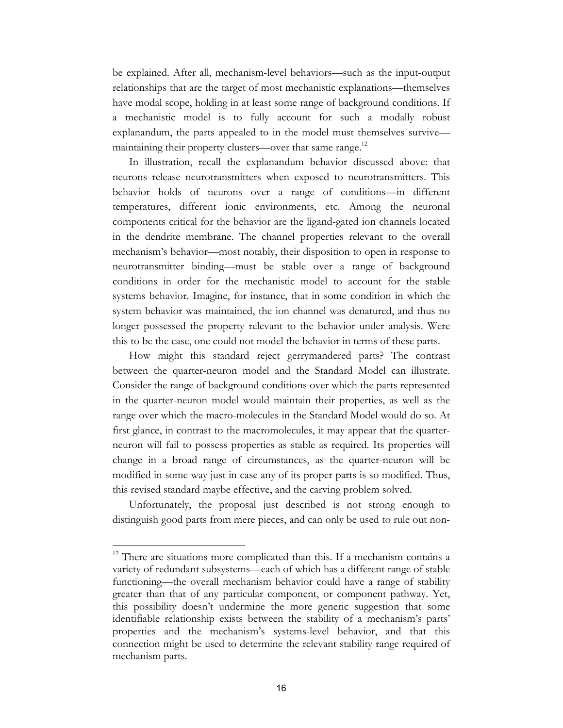be explained. After all, mechanism-level behaviors—such as the input-output relationships that are the target of most mechanistic explanations—themselves have modal scope, holding in at least some range of background conditions. If a mechanistic model is to fully account for such a modally robust explanandum, the parts appealed to in the model must themselves survive—maintaining their property clusters—over that same range.[12]

In illustration, recall the explanandum behavior discussed above: that neurons release neurotransmitters when exposed to neurotransmitters. This behavior holds of neurons over a range of conditions—in different temperatures, different ionic environments, etc. Among the neuronal components critical for the behavior are the ligand-gated ion channels located in the dendrite membrane. The channel properties relevant to the overall mechanism's behavior—most notably, their disposition to open in response to neurotransmitter binding—must be stable over a range of background conditions in order for the mechanistic model to account for the stable systems behavior. Imagine, for instance, that in some condition in which the system behavior was maintained, the ion channel was denatured, and thus no longer possessed the property relevant to the behavior under analysis. Were this to be the case, one could not model the behavior in terms of these parts.

How might this standard reject gerrymandered parts? The contrast between the quarter-neuron model and the Standard Model can illustrate. Consider the range of background conditions over which the parts represented in the quarter-neuron model would maintain their properties, as well as the range over which the macro-molecules in the Standard Model would do so. At first glance, in contrast to the macromolecules, it may appear that the quarter-neuron will fail to possess properties as stable as required. Its properties will change in a broad range of circumstances, as the quarter-neuron will be modified in some way just in case any of its proper parts is so modified. Thus, this revised standard maybe effective, and the carving problem solved.

Unfortunately, the proposal just described is not strong enough to distinguish good parts from mere pieces, and can only be used to rule out non-

[12] There are situations more complicated than this. If a mechanism contains a variety of redundant subsystems—each of which has a different range of stable functioning—the overall mechanism behavior could have a range of stability greater than that of any particular component, or component pathway. Yet, this possibility doesn't undermine the more generic suggestion that some identifiable relationship exists between the stability of a mechanism's parts' properties and the mechanism's systems-level behavior, and that this connection might be used to determine the relevant stability range required of mechanism parts.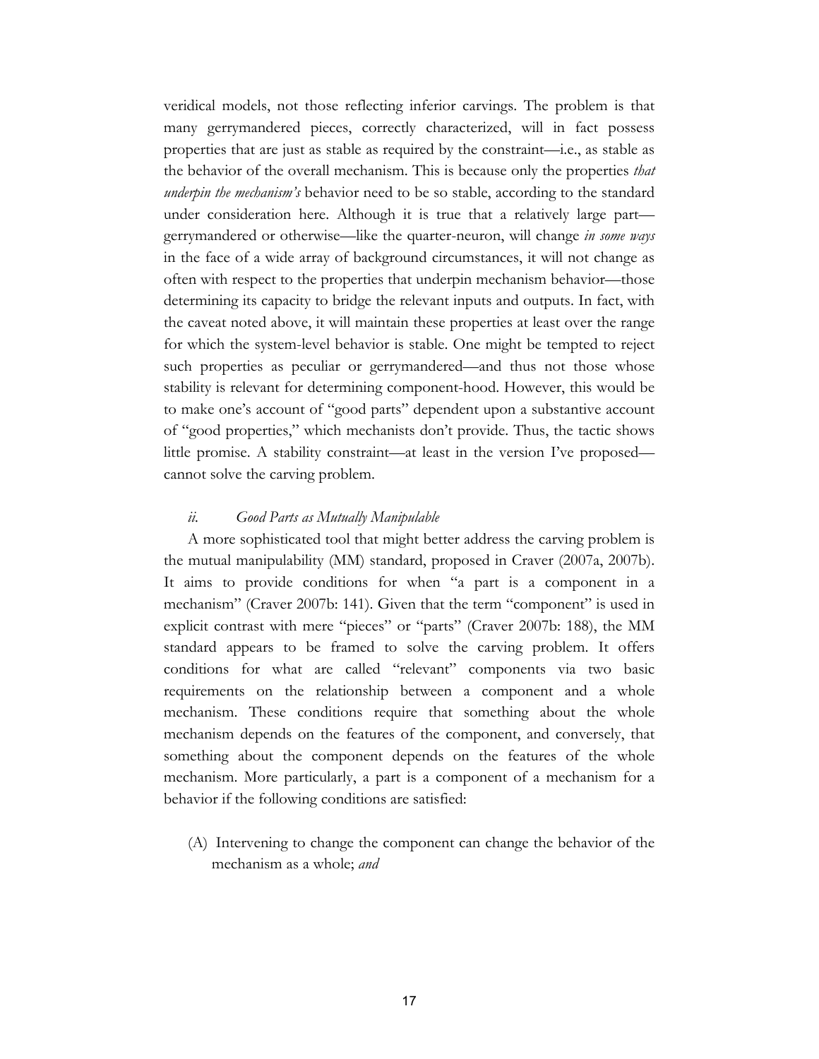veridical models, not those reflecting inferior carvings. The problem is that many gerrymandered pieces, correctly characterized, will in fact possess properties that are just as stable as required by the constraint—i.e., as stable as the behavior of the overall mechanism. This is because only the properties *that underpin the mechanism's* behavior need to be so stable, according to the standard under consideration here. Although it is true that a relatively large part—gerrymandered or otherwise—like the quarter-neuron, will change *in some ways* in the face of a wide array of background circumstances, it will not change as often with respect to the properties that underpin mechanism behavior—those determining its capacity to bridge the relevant inputs and outputs. In fact, with the caveat noted above, it will maintain these properties at least over the range for which the system-level behavior is stable. One might be tempted to reject such properties as peculiar or gerrymandered—and thus not those whose stability is relevant for determining component-hood. However, this would be to make one's account of "good parts" dependent upon a substantive account of "good properties," which mechanists don't provide. Thus, the tactic shows little promise. A stability constraint—at least in the version I've proposed—cannot solve the carving problem.

#### *ii. Good Parts as Mutually Manipulable*

A more sophisticated tool that might better address the carving problem is the mutual manipulability (MM) standard, proposed in Craver (2007a, 2007b). It aims to provide conditions for when "a part is a component in a mechanism" (Craver 2007b: 141). Given that the term "component" is used in explicit contrast with mere "pieces" or "parts" (Craver 2007b: 188), the MM standard appears to be framed to solve the carving problem. It offers conditions for what are called "relevant" components via two basic requirements on the relationship between a component and a whole mechanism. These conditions require that something about the whole mechanism depends on the features of the component, and conversely, that something about the component depends on the features of the whole mechanism. More particularly, a part is a component of a mechanism for a behavior if the following conditions are satisfied:

(A) Intervening to change the component can change the behavior of the mechanism as a whole; *and*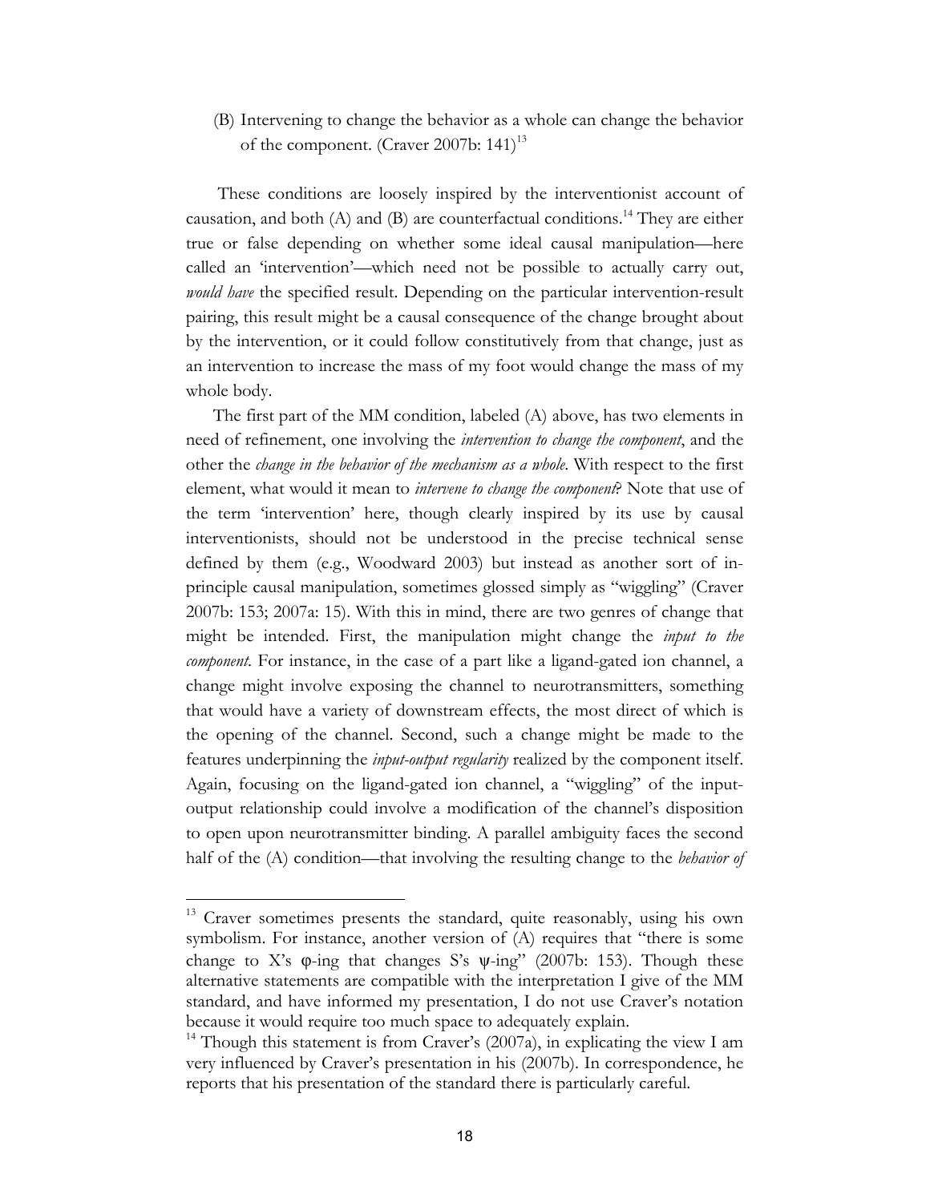(B) Intervening to change the behavior as a whole can change the behavior of the component. (Craver 2007b: 141)[13]

These conditions are loosely inspired by the interventionist account of causation, and both (A) and (B) are counterfactual conditions.[14] They are either true or false depending on whether some ideal causal manipulation—here called an 'intervention'—which need not be possible to actually carry out, *would have* the specified result. Depending on the particular intervention-result pairing, this result might be a causal consequence of the change brought about by the intervention, or it could follow constitutively from that change, just as an intervention to increase the mass of my foot would change the mass of my whole body.

The first part of the MM condition, labeled (A) above, has two elements in need of refinement, one involving the *intervention to change the component*, and the other the *change in the behavior of the mechanism as a whole*. With respect to the first element, what would it mean to *intervene to change the component*? Note that use of the term 'intervention' here, though clearly inspired by its use by causal interventionists, should not be understood in the precise technical sense defined by them (e.g., Woodward 2003) but instead as another sort of in-principle causal manipulation, sometimes glossed simply as "wiggling" (Craver 2007b: 153; 2007a: 15). With this in mind, there are two genres of change that might be intended. First, the manipulation might change the *input to the component*. For instance, in the case of a part like a ligand-gated ion channel, a change might involve exposing the channel to neurotransmitters, something that would have a variety of downstream effects, the most direct of which is the opening of the channel. Second, such a change might be made to the features underpinning the *input-output regularity* realized by the component itself. Again, focusing on the ligand-gated ion channel, a "wiggling" of the input-output relationship could involve a modification of the channel's disposition to open upon neurotransmitter binding. A parallel ambiguity faces the second half of the (A) condition—that involving the resulting change to the *behavior of*

---

[13] Craver sometimes presents the standard, quite reasonably, using his own symbolism. For instance, another version of (A) requires that "there is some change to X's $\varphi$-ing that changes S's $\psi$-ing" (2007b: 153). Though these alternative statements are compatible with the interpretation I give of the MM standard, and have informed my presentation, I do not use Craver's notation because it would require too much space to adequately explain.

[14] Though this statement is from Craver's (2007a), in explicating the view I am very influenced by Craver's presentation in his (2007b). In correspondence, he reports that his presentation of the standard there is particularly careful.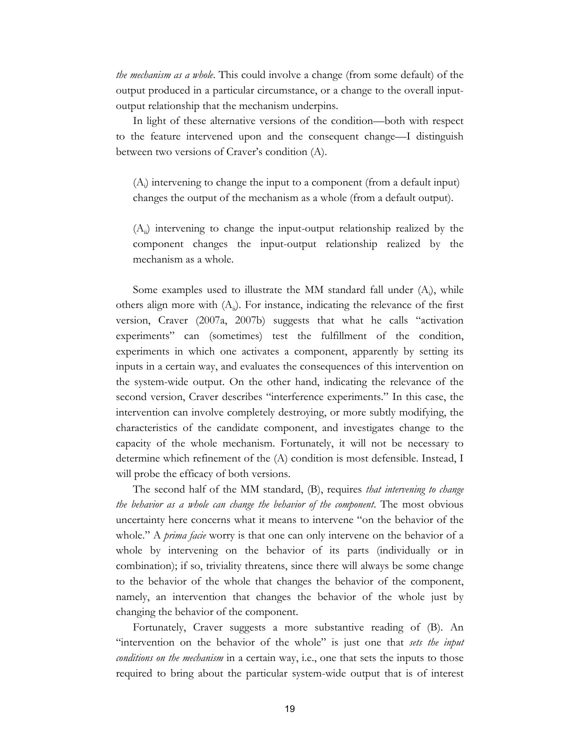*the mechanism as a whole*. This could involve a change (from some default) of the output produced in a particular circumstance, or a change to the overall input-output relationship that the mechanism underpins.

In light of these alternative versions of the condition—both with respect to the feature intervened upon and the consequent change—I distinguish between two versions of Craver's condition (A).

> ($A_i$) intervening to change the input to a component (from a default input) changes the output of the mechanism as a whole (from a default output).
>
> ($A_{ii}$) intervening to change the input-output relationship realized by the component changes the input-output relationship realized by the mechanism as a whole.

Some examples used to illustrate the MM standard fall under ($A_i$), while others align more with ($A_{ii}$). For instance, indicating the relevance of the first version, Craver (2007a, 2007b) suggests that what he calls "activation experiments" can (sometimes) test the fulfillment of the condition, experiments in which one activates a component, apparently by setting its inputs in a certain way, and evaluates the consequences of this intervention on the system-wide output. On the other hand, indicating the relevance of the second version, Craver describes "interference experiments." In this case, the intervention can involve completely destroying, or more subtly modifying, the characteristics of the candidate component, and investigates change to the capacity of the whole mechanism. Fortunately, it will not be necessary to determine which refinement of the (A) condition is most defensible. Instead, I will probe the efficacy of both versions.

The second half of the MM standard, (B), requires *that intervening to change the behavior as a whole can change the behavior of the component*. The most obvious uncertainty here concerns what it means to intervene "on the behavior of the whole." A *prima facie* worry is that one can only intervene on the behavior of a whole by intervening on the behavior of its parts (individually or in combination); if so, triviality threatens, since there will always be some change to the behavior of the whole that changes the behavior of the component, namely, an intervention that changes the behavior of the whole just by changing the behavior of the component.

Fortunately, Craver suggests a more substantive reading of (B). An "intervention on the behavior of the whole" is just one that *sets the input conditions on the mechanism* in a certain way, i.e., one that sets the inputs to those required to bring about the particular system-wide output that is of interest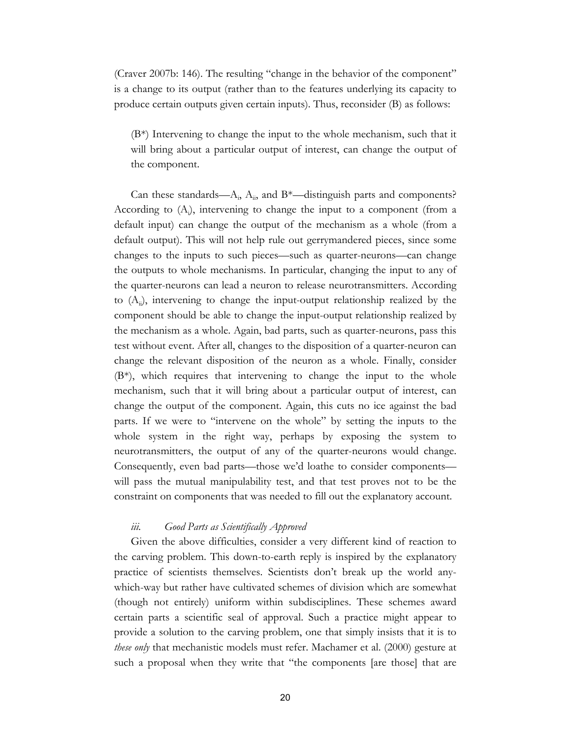(Craver 2007b: 146). The resulting "change in the behavior of the component" is a change to its output (rather than to the features underlying its capacity to produce certain outputs given certain inputs). Thus, reconsider (B) as follows:

> (B*) Intervening to change the input to the whole mechanism, such that it will bring about a particular output of interest, can change the output of the component.

Can these standards—$A_i$, $A_{ii}$, and B*—distinguish parts and components? According to ($A_i$), intervening to change the input to a component (from a default input) can change the output of the mechanism as a whole (from a default output). This will not help rule out gerrymandered pieces, since some changes to the inputs to such pieces—such as quarter-neurons—can change the outputs to whole mechanisms. In particular, changing the input to any of the quarter-neurons can lead a neuron to release neurotransmitters. According to ($A_{ii}$), intervening to change the input-output relationship realized by the component should be able to change the input-output relationship realized by the mechanism as a whole. Again, bad parts, such as quarter-neurons, pass this test without event. After all, changes to the disposition of a quarter-neuron can change the relevant disposition of the neuron as a whole. Finally, consider (B*), which requires that intervening to change the input to the whole mechanism, such that it will bring about a particular output of interest, can change the output of the component. Again, this cuts no ice against the bad parts. If we were to "intervene on the whole" by setting the inputs to the whole system in the right way, perhaps by exposing the system to neurotransmitters, the output of any of the quarter-neurons would change. Consequently, even bad parts—those we'd loathe to consider components—will pass the mutual manipulability test, and that test proves not to be the constraint on components that was needed to fill out the explanatory account.

### *iii. Good Parts as Scientifically Approved*

Given the above difficulties, consider a very different kind of reaction to the carving problem. This down-to-earth reply is inspired by the explanatory practice of scientists themselves. Scientists don't break up the world any-which-way but rather have cultivated schemes of division which are somewhat (though not entirely) uniform within subdisciplines. These schemes award certain parts a scientific seal of approval. Such a practice might appear to provide a solution to the carving problem, one that simply insists that it is to *these only* that mechanistic models must refer. Machamer et al. (2000) gesture at such a proposal when they write that "the components [are those] that are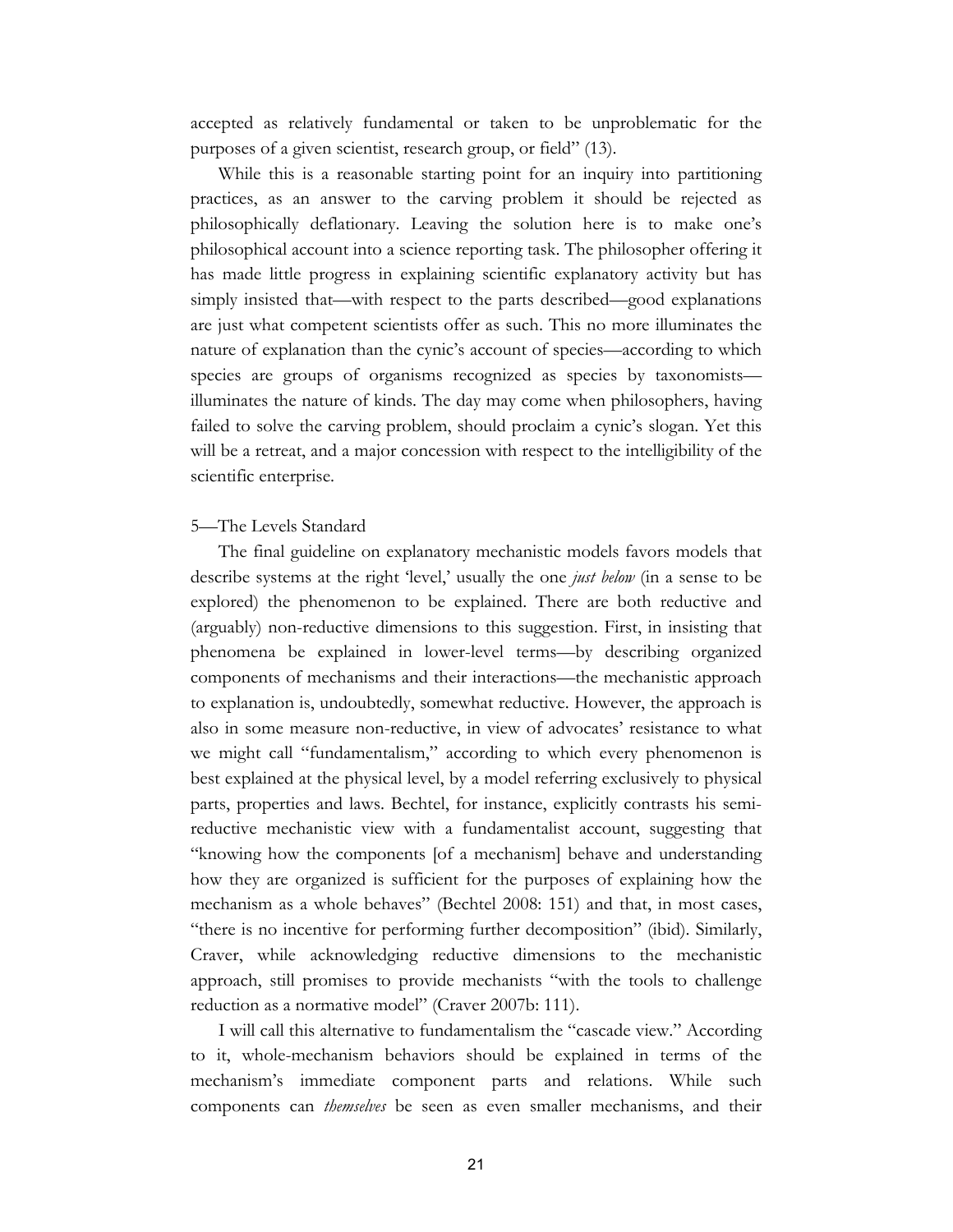accepted as relatively fundamental or taken to be unproblematic for the purposes of a given scientist, research group, or field" (13).

While this is a reasonable starting point for an inquiry into partitioning practices, as an answer to the carving problem it should be rejected as philosophically deflationary. Leaving the solution here is to make one's philosophical account into a science reporting task. The philosopher offering it has made little progress in explaining scientific explanatory activity but has simply insisted that—with respect to the parts described—good explanations are just what competent scientists offer as such. This no more illuminates the nature of explanation than the cynic's account of species—according to which species are groups of organisms recognized as species by taxonomists—illuminates the nature of kinds. The day may come when philosophers, having failed to solve the carving problem, should proclaim a cynic's slogan. Yet this will be a retreat, and a major concession with respect to the intelligibility of the scientific enterprise.

## 5—The Levels Standard

The final guideline on explanatory mechanistic models favors models that describe systems at the right 'level,' usually the one *just below* (in a sense to be explored) the phenomenon to be explained. There are both reductive and (arguably) non-reductive dimensions to this suggestion. First, in insisting that phenomena be explained in lower-level terms—by describing organized components of mechanisms and their interactions—the mechanistic approach to explanation is, undoubtedly, somewhat reductive. However, the approach is also in some measure non-reductive, in view of advocates' resistance to what we might call "fundamentalism," according to which every phenomenon is best explained at the physical level, by a model referring exclusively to physical parts, properties and laws. Bechtel, for instance, explicitly contrasts his semi-reductive mechanistic view with a fundamentalist account, suggesting that "knowing how the components [of a mechanism] behave and understanding how they are organized is sufficient for the purposes of explaining how the mechanism as a whole behaves" (Bechtel 2008: 151) and that, in most cases, "there is no incentive for performing further decomposition" (ibid). Similarly, Craver, while acknowledging reductive dimensions to the mechanistic approach, still promises to provide mechanists "with the tools to challenge reduction as a normative model" (Craver 2007b: 111).

I will call this alternative to fundamentalism the "cascade view." According to it, whole-mechanism behaviors should be explained in terms of the mechanism's immediate component parts and relations. While such components can *themselves* be seen as even smaller mechanisms, and their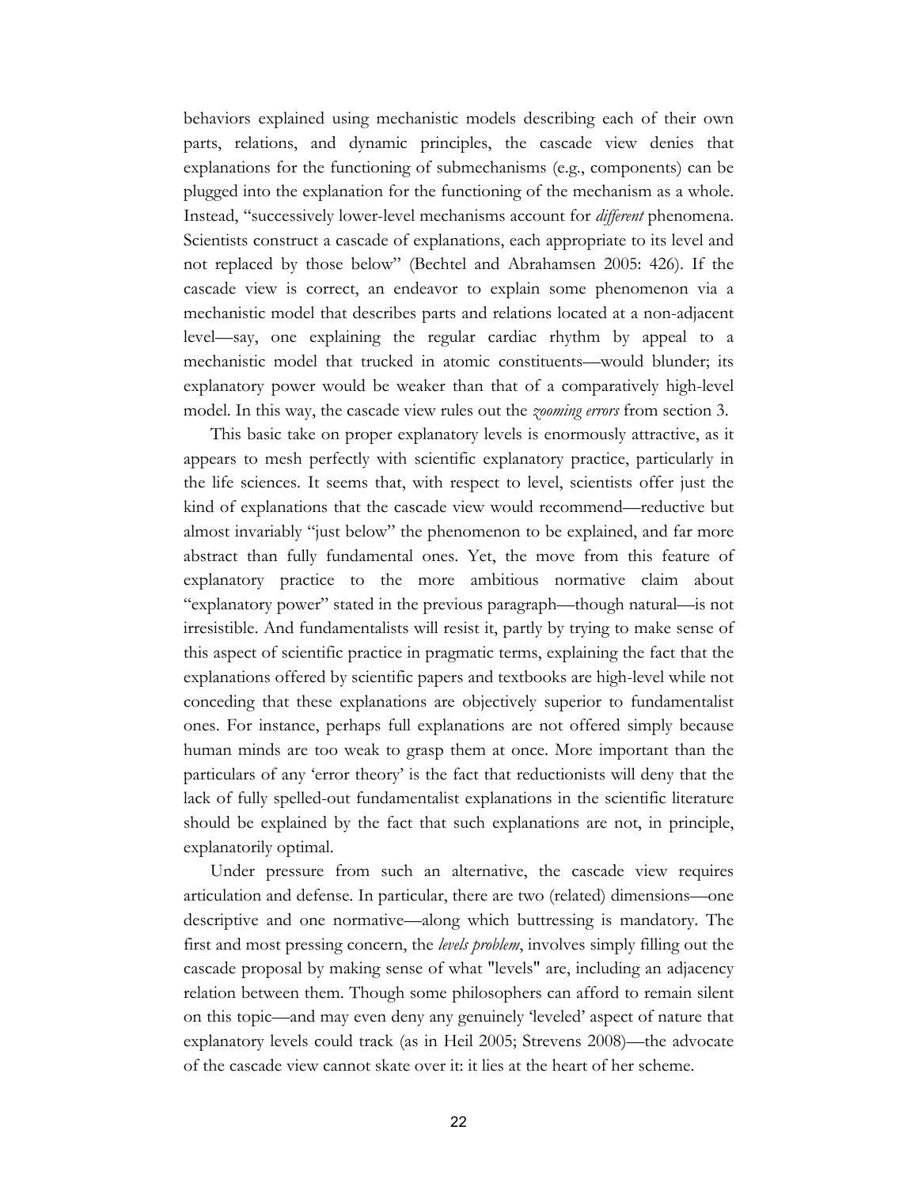behaviors explained using mechanistic models describing each of their own parts, relations, and dynamic principles, the cascade view denies that explanations for the functioning of submechanisms (e.g., components) can be plugged into the explanation for the functioning of the mechanism as a whole. Instead, "successively lower-level mechanisms account for *different* phenomena. Scientists construct a cascade of explanations, each appropriate to its level and not replaced by those below" (Bechtel and Abrahamsen 2005: 426). If the cascade view is correct, an endeavor to explain some phenomenon via a mechanistic model that describes parts and relations located at a non-adjacent level—say, one explaining the regular cardiac rhythm by appeal to a mechanistic model that trucked in atomic constituents—would blunder; its explanatory power would be weaker than that of a comparatively high-level model. In this way, the cascade view rules out the *zooming errors* from section 3.

This basic take on proper explanatory levels is enormously attractive, as it appears to mesh perfectly with scientific explanatory practice, particularly in the life sciences. It seems that, with respect to level, scientists offer just the kind of explanations that the cascade view would recommend—reductive but almost invariably "just below" the phenomenon to be explained, and far more abstract than fully fundamental ones. Yet, the move from this feature of explanatory practice to the more ambitious normative claim about "explanatory power" stated in the previous paragraph—though natural—is not irresistible. And fundamentalists will resist it, partly by trying to make sense of this aspect of scientific practice in pragmatic terms, explaining the fact that the explanations offered by scientific papers and textbooks are high-level while not conceding that these explanations are objectively superior to fundamentalist ones. For instance, perhaps full explanations are not offered simply because human minds are too weak to grasp them at once. More important than the particulars of any 'error theory' is the fact that reductionists will deny that the lack of fully spelled-out fundamentalist explanations in the scientific literature should be explained by the fact that such explanations are not, in principle, explanatorily optimal.

Under pressure from such an alternative, the cascade view requires articulation and defense. In particular, there are two (related) dimensions—one descriptive and one normative—along which buttressing is mandatory. The first and most pressing concern, the *levels problem*, involves simply filling out the cascade proposal by making sense of what "levels" are, including an adjacency relation between them. Though some philosophers can afford to remain silent on this topic—and may even deny any genuinely 'leveled' aspect of nature that explanatory levels could track (as in Heil 2005; Strevens 2008)—the advocate of the cascade view cannot skate over it: it lies at the heart of her scheme.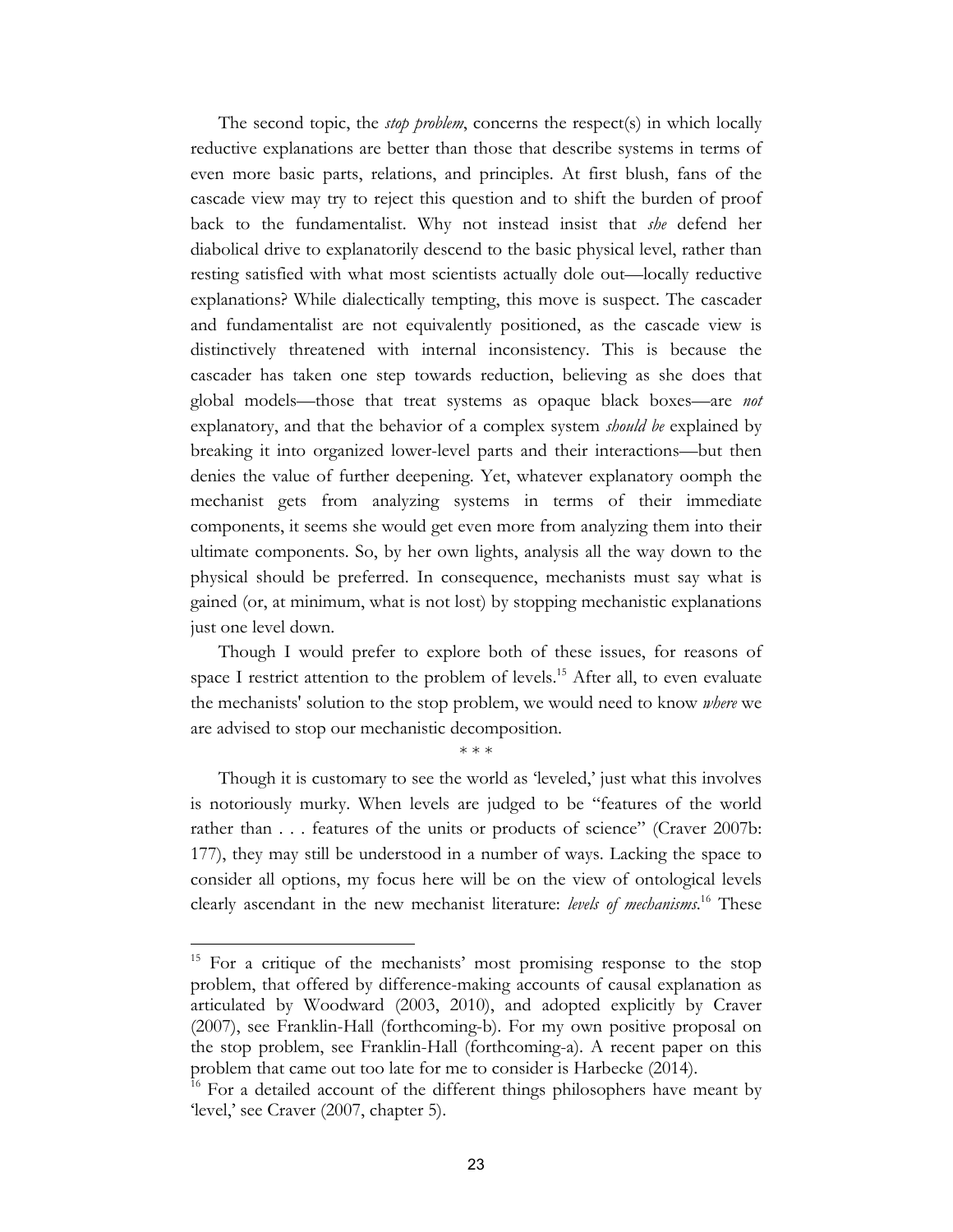The second topic, the *stop problem*, concerns the respect(s) in which locally reductive explanations are better than those that describe systems in terms of even more basic parts, relations, and principles. At first blush, fans of the cascade view may try to reject this question and to shift the burden of proof back to the fundamentalist. Why not instead insist that *she* defend her diabolical drive to explanatorily descend to the basic physical level, rather than resting satisfied with what most scientists actually dole out—locally reductive explanations? While dialectically tempting, this move is suspect. The cascader and fundamentalist are not equivalently positioned, as the cascade view is distinctively threatened with internal inconsistency. This is because the cascader has taken one step towards reduction, believing as she does that global models—those that treat systems as opaque black boxes—are *not* explanatory, and that the behavior of a complex system *should be* explained by breaking it into organized lower-level parts and their interactions—but then denies the value of further deepening. Yet, whatever explanatory oomph the mechanist gets from analyzing systems in terms of their immediate components, it seems she would get even more from analyzing them into their ultimate components. So, by her own lights, analysis all the way down to the physical should be preferred. In consequence, mechanists must say what is gained (or, at minimum, what is not lost) by stopping mechanistic explanations just one level down.

Though I would prefer to explore both of these issues, for reasons of space I restrict attention to the problem of levels.[15] After all, to even evaluate the mechanists' solution to the stop problem, we would need to know *where* we are advised to stop our mechanistic decomposition.

\* \* \*

Though it is customary to see the world as 'leveled,' just what this involves is notoriously murky. When levels are judged to be "features of the world rather than . . . features of the units or products of science" (Craver 2007b: 177), they may still be understood in a number of ways. Lacking the space to consider all options, my focus here will be on the view of ontological levels clearly ascendant in the new mechanist literature: *levels of mechanisms*.[16] These

---

[15] For a critique of the mechanists' most promising response to the stop problem, that offered by difference-making accounts of causal explanation as articulated by Woodward (2003, 2010), and adopted explicitly by Craver (2007), see Franklin-Hall (forthcoming-b). For my own positive proposal on the stop problem, see Franklin-Hall (forthcoming-a). A recent paper on this problem that came out too late for me to consider is Harbecke (2014).

[16] For a detailed account of the different things philosophers have meant by 'level,' see Craver (2007, chapter 5).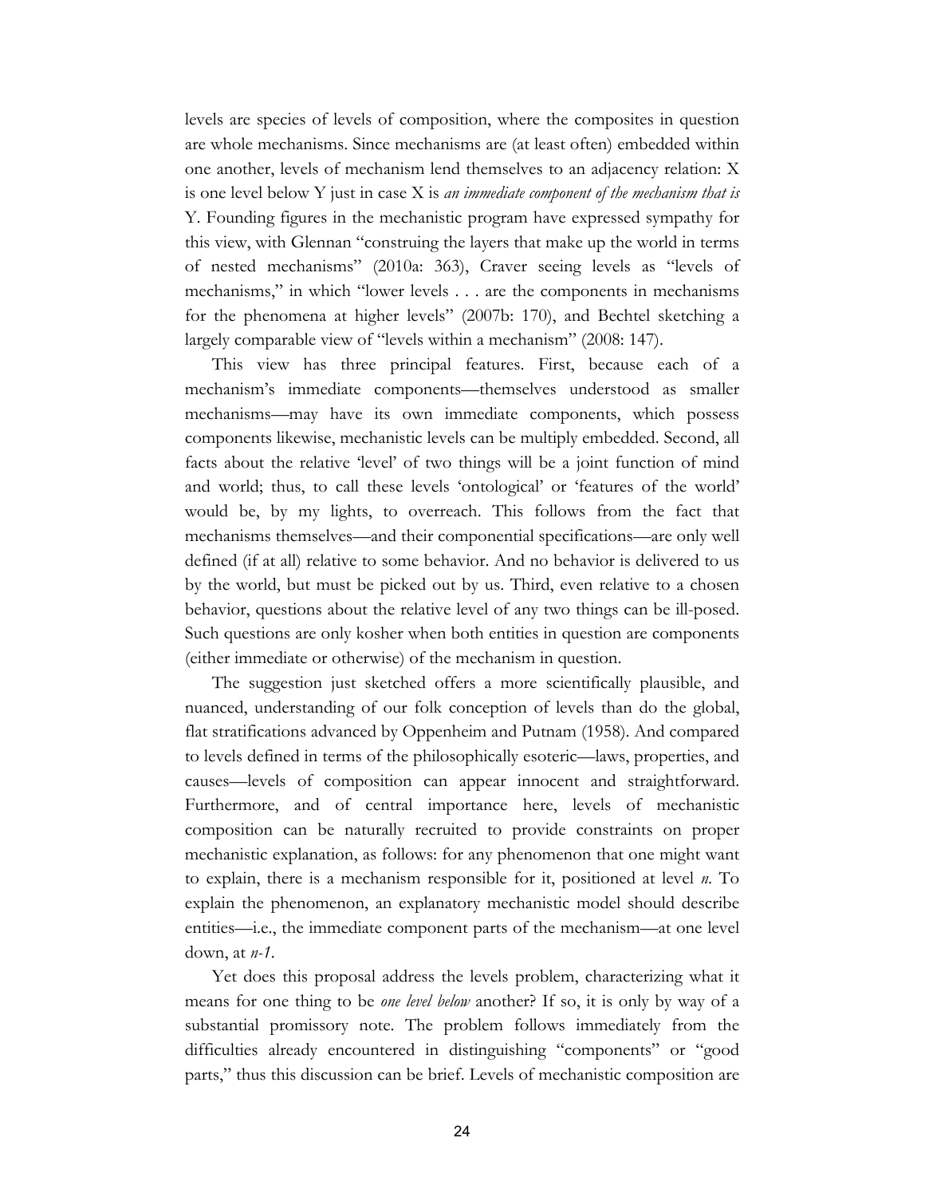levels are species of levels of composition, where the composites in question are whole mechanisms. Since mechanisms are (at least often) embedded within one another, levels of mechanism lend themselves to an adjacency relation: X is one level below Y just in case X is *an immediate component of the mechanism that is* Y. Founding figures in the mechanistic program have expressed sympathy for this view, with Glennan "construing the layers that make up the world in terms of nested mechanisms" (2010a: 363), Craver seeing levels as "levels of mechanisms," in which "lower levels . . . are the components in mechanisms for the phenomena at higher levels" (2007b: 170), and Bechtel sketching a largely comparable view of "levels within a mechanism" (2008: 147).

This view has three principal features. First, because each of a mechanism's immediate components—themselves understood as smaller mechanisms—may have its own immediate components, which possess components likewise, mechanistic levels can be multiply embedded. Second, all facts about the relative 'level' of two things will be a joint function of mind and world; thus, to call these levels 'ontological' or 'features of the world' would be, by my lights, to overreach. This follows from the fact that mechanisms themselves—and their componential specifications—are only well defined (if at all) relative to some behavior. And no behavior is delivered to us by the world, but must be picked out by us. Third, even relative to a chosen behavior, questions about the relative level of any two things can be ill-posed. Such questions are only kosher when both entities in question are components (either immediate or otherwise) of the mechanism in question.

The suggestion just sketched offers a more scientifically plausible, and nuanced, understanding of our folk conception of levels than do the global, flat stratifications advanced by Oppenheim and Putnam (1958). And compared to levels defined in terms of the philosophically esoteric—laws, properties, and causes—levels of composition can appear innocent and straightforward. Furthermore, and of central importance here, levels of mechanistic composition can be naturally recruited to provide constraints on proper mechanistic explanation, as follows: for any phenomenon that one might want to explain, there is a mechanism responsible for it, positioned at level *n*. To explain the phenomenon, an explanatory mechanistic model should describe entities—i.e., the immediate component parts of the mechanism—at one level down, at *n-1*.

Yet does this proposal address the levels problem, characterizing what it means for one thing to be *one level below* another? If so, it is only by way of a substantial promissory note. The problem follows immediately from the difficulties already encountered in distinguishing "components" or "good parts," thus this discussion can be brief. Levels of mechanistic composition are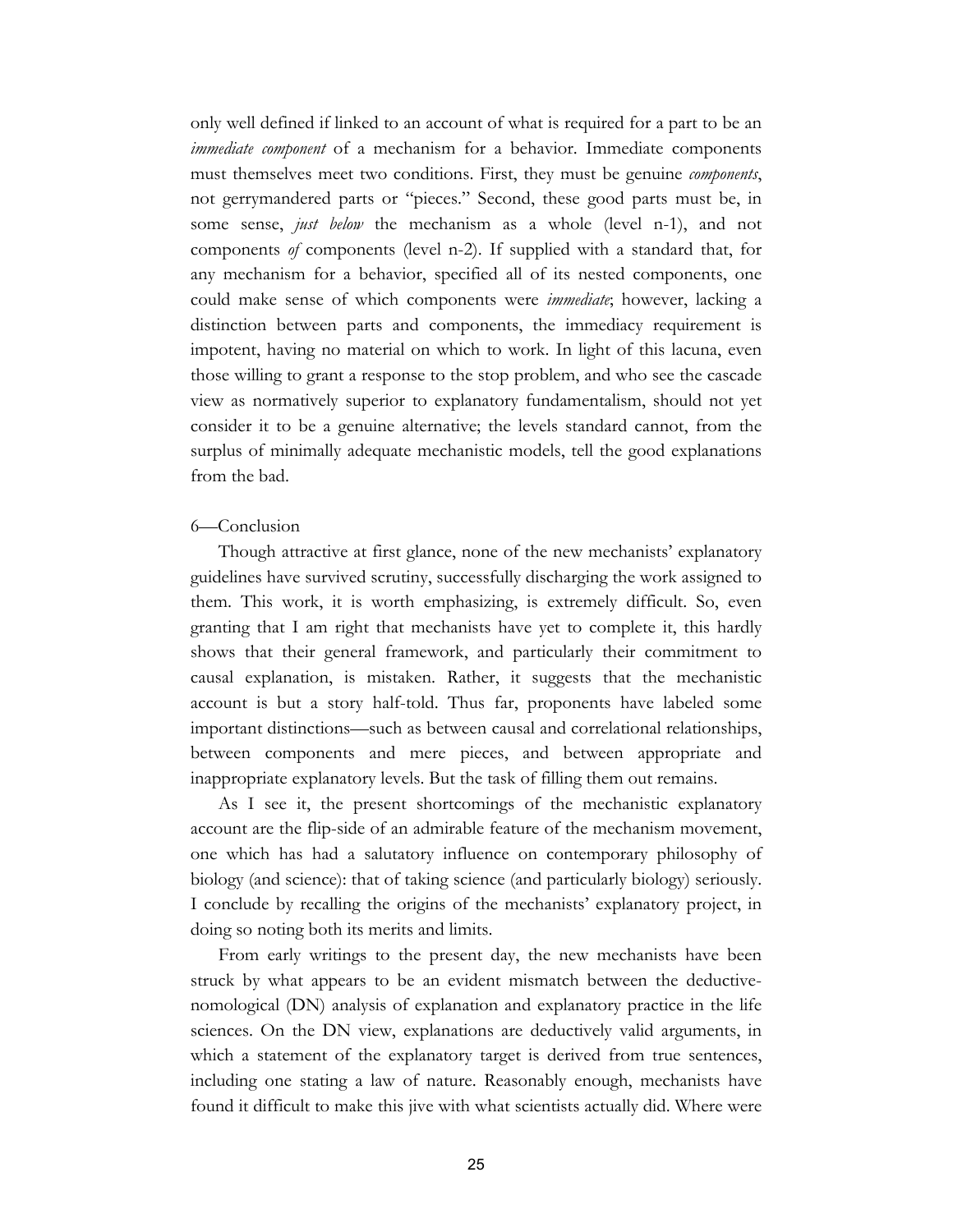only well defined if linked to an account of what is required for a part to be an *immediate component* of a mechanism for a behavior. Immediate components must themselves meet two conditions. First, they must be genuine *components*, not gerrymandered parts or "pieces." Second, these good parts must be, in some sense, *just below* the mechanism as a whole (level n-1), and not components *of* components (level n-2). If supplied with a standard that, for any mechanism for a behavior, specified all of its nested components, one could make sense of which components were *immediate*; however, lacking a distinction between parts and components, the immediacy requirement is impotent, having no material on which to work. In light of this lacuna, even those willing to grant a response to the stop problem, and who see the cascade view as normatively superior to explanatory fundamentalism, should not yet consider it to be a genuine alternative; the levels standard cannot, from the surplus of minimally adequate mechanistic models, tell the good explanations from the bad.

## 6—Conclusion

Though attractive at first glance, none of the new mechanists' explanatory guidelines have survived scrutiny, successfully discharging the work assigned to them. This work, it is worth emphasizing, is extremely difficult. So, even granting that I am right that mechanists have yet to complete it, this hardly shows that their general framework, and particularly their commitment to causal explanation, is mistaken. Rather, it suggests that the mechanistic account is but a story half-told. Thus far, proponents have labeled some important distinctions—such as between causal and correlational relationships, between components and mere pieces, and between appropriate and inappropriate explanatory levels. But the task of filling them out remains.

As I see it, the present shortcomings of the mechanistic explanatory account are the flip-side of an admirable feature of the mechanism movement, one which has had a salutatory influence on contemporary philosophy of biology (and science): that of taking science (and particularly biology) seriously. I conclude by recalling the origins of the mechanists' explanatory project, in doing so noting both its merits and limits.

From early writings to the present day, the new mechanists have been struck by what appears to be an evident mismatch between the deductive-nomological (DN) analysis of explanation and explanatory practice in the life sciences. On the DN view, explanations are deductively valid arguments, in which a statement of the explanatory target is derived from true sentences, including one stating a law of nature. Reasonably enough, mechanists have found it difficult to make this jive with what scientists actually did. Where were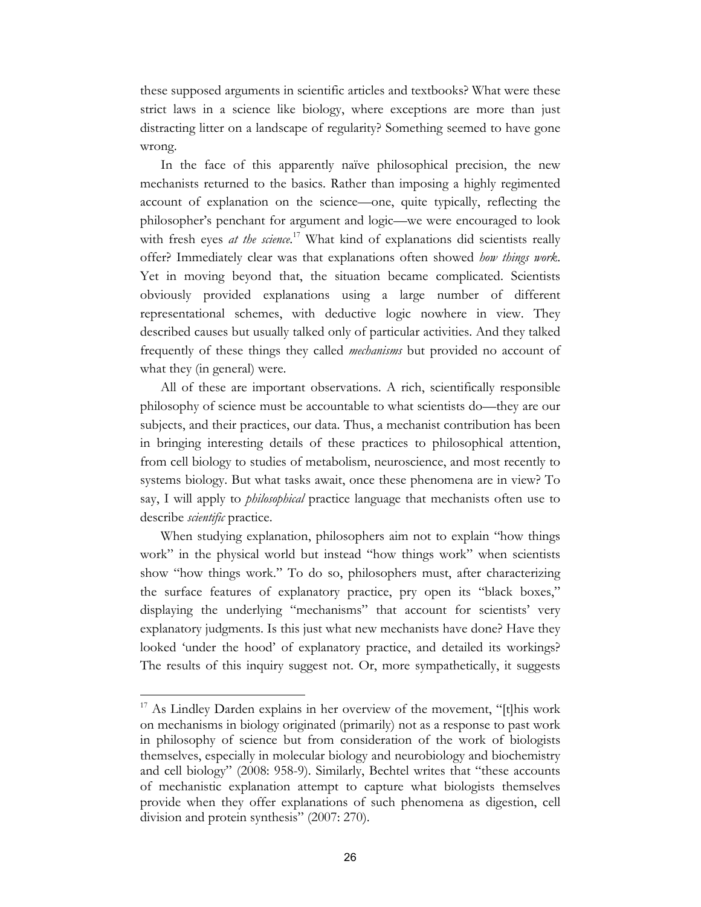these supposed arguments in scientific articles and textbooks? What were these strict laws in a science like biology, where exceptions are more than just distracting litter on a landscape of regularity? Something seemed to have gone wrong.

In the face of this apparently naïve philosophical precision, the new mechanists returned to the basics. Rather than imposing a highly regimented account of explanation on the science—one, quite typically, reflecting the philosopher's penchant for argument and logic—we were encouraged to look with fresh eyes *at the science*.[17] What kind of explanations did scientists really offer? Immediately clear was that explanations often showed *how things work*. Yet in moving beyond that, the situation became complicated. Scientists obviously provided explanations using a large number of different representational schemes, with deductive logic nowhere in view. They described causes but usually talked only of particular activities. And they talked frequently of these things they called *mechanisms* but provided no account of what they (in general) were.

All of these are important observations. A rich, scientifically responsible philosophy of science must be accountable to what scientists do—they are our subjects, and their practices, our data. Thus, a mechanist contribution has been in bringing interesting details of these practices to philosophical attention, from cell biology to studies of metabolism, neuroscience, and most recently to systems biology. But what tasks await, once these phenomena are in view? To say, I will apply to *philosophical* practice language that mechanists often use to describe *scientific* practice.

When studying explanation, philosophers aim not to explain "how things work" in the physical world but instead "how things work" when scientists show "how things work." To do so, philosophers must, after characterizing the surface features of explanatory practice, pry open its "black boxes," displaying the underlying "mechanisms" that account for scientists' very explanatory judgments. Is this just what new mechanists have done? Have they looked 'under the hood' of explanatory practice, and detailed its workings? The results of this inquiry suggest not. Or, more sympathetically, it suggests

---

[17] As Lindley Darden explains in her overview of the movement, "[t]his work on mechanisms in biology originated (primarily) not as a response to past work in philosophy of science but from consideration of the work of biologists themselves, especially in molecular biology and neurobiology and biochemistry and cell biology" (2008: 958-9). Similarly, Bechtel writes that "these accounts of mechanistic explanation attempt to capture what biologists themselves provide when they offer explanations of such phenomena as digestion, cell division and protein synthesis" (2007: 270).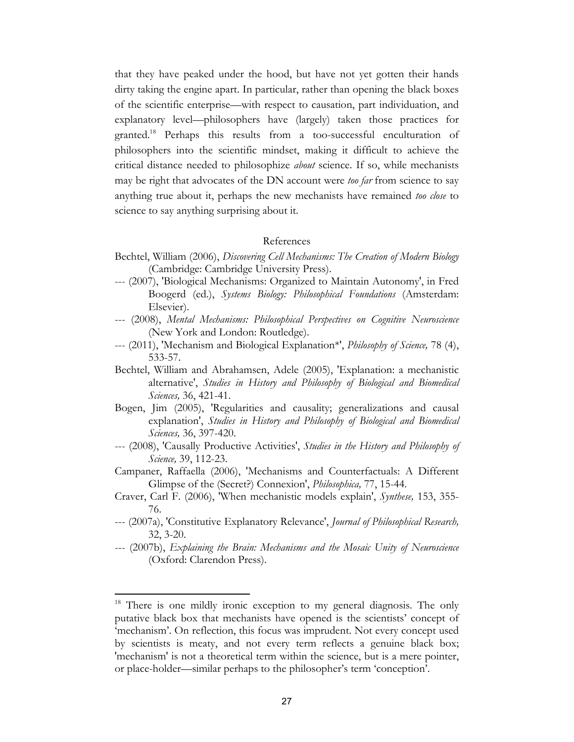that they have peaked under the hood, but have not yet gotten their hands dirty taking the engine apart. In particular, rather than opening the black boxes of the scientific enterprise—with respect to causation, part individuation, and explanatory level—philosophers have (largely) taken those practices for granted.[18] Perhaps this results from a too-successful enculturation of philosophers into the scientific mindset, making it difficult to achieve the critical distance needed to philosophize *about* science. If so, while mechanists may be right that advocates of the DN account were *too far* from science to say anything true about it, perhaps the new mechanists have remained *too close* to science to say anything surprising about it.

## References

Bechtel, William (2006), *Discovering Cell Mechanisms: The Creation of Modern Biology* (Cambridge: Cambridge University Press).

--- (2007), 'Biological Mechanisms: Organized to Maintain Autonomy', in Fred Boogerd (ed.), *Systems Biology: Philosophical Foundations* (Amsterdam: Elsevier).

--- (2008), *Mental Mechanisms: Philosophical Perspectives on Cognitive Neuroscience* (New York and London: Routledge).

--- (2011), 'Mechanism and Biological Explanation*', *Philosophy of Science,* 78 (4), 533-57.

Bechtel, William and Abrahamsen, Adele (2005), 'Explanation: a mechanistic alternative', *Studies in History and Philosophy of Biological and Biomedical Sciences,* 36, 421-41.

Bogen, Jim (2005), 'Regularities and causality; generalizations and causal explanation', *Studies in History and Philosophy of Biological and Biomedical Sciences,* 36, 397-420.

--- (2008), 'Causally Productive Activities', *Studies in the History and Philosophy of Science,* 39, 112-23.

Campaner, Raffaella (2006), 'Mechanisms and Counterfactuals: A Different Glimpse of the (Secret?) Connexion', *Philosophica,* 77, 15-44.

Craver, Carl F. (2006), 'When mechanistic models explain', *Synthese,* 153, 355-76.

--- (2007a), 'Constitutive Explanatory Relevance', *Journal of Philosophical Research,* 32, 3-20.

--- (2007b), *Explaining the Brain: Mechanisms and the Mosaic Unity of Neuroscience* (Oxford: Clarendon Press).

---

[18] There is one mildly ironic exception to my general diagnosis. The only putative black box that mechanists have opened is the scientists' concept of 'mechanism'. On reflection, this focus was imprudent. Not every concept used by scientists is meaty, and not every term reflects a genuine black box; 'mechanism' is not a theoretical term within the science, but is a mere pointer, or place-holder—similar perhaps to the philosopher's term 'conception'.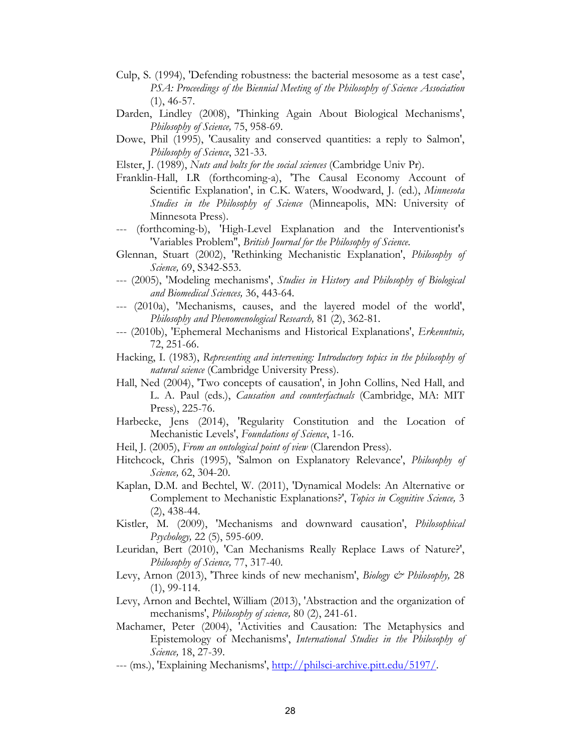Culp, S. (1994), 'Defending robustness: the bacterial mesosome as a test case', *PSA: Proceedings of the Biennial Meeting of the Philosophy of Science Association* (1), 46-57.

Darden, Lindley (2008), 'Thinking Again About Biological Mechanisms', *Philosophy of Science,* 75, 958-69.

Dowe, Phil (1995), 'Causality and conserved quantities: a reply to Salmon', *Philosophy of Science*, 321-33.

Elster, J. (1989), *Nuts and bolts for the social sciences* (Cambridge Univ Pr).

Franklin-Hall, LR (forthcoming-a), 'The Causal Economy Account of Scientific Explanation', in C.K. Waters, Woodward, J. (ed.), *Minnesota Studies in the Philosophy of Science* (Minneapolis, MN: University of Minnesota Press).

--- (forthcoming-b), 'High-Level Explanation and the Interventionist's 'Variables Problem'', *British Journal for the Philosophy of Science.*

Glennan, Stuart (2002), 'Rethinking Mechanistic Explanation', *Philosophy of Science,* 69, S342-S53.

--- (2005), 'Modeling mechanisms', *Studies in History and Philosophy of Biological and Biomedical Sciences,* 36, 443-64.

--- (2010a), 'Mechanisms, causes, and the layered model of the world', *Philosophy and Phenomenological Research,* 81 (2), 362-81.

--- (2010b), 'Ephemeral Mechanisms and Historical Explanations', *Erkenntnis,* 72, 251-66.

Hacking, I. (1983), *Representing and intervening: Introductory topics in the philosophy of natural science* (Cambridge University Press).

Hall, Ned (2004), 'Two concepts of causation', in John Collins, Ned Hall, and L. A. Paul (eds.), *Causation and counterfactuals* (Cambridge, MA: MIT Press), 225-76.

Harbecke, Jens (2014), 'Regularity Constitution and the Location of Mechanistic Levels', *Foundations of Science*, 1-16.

Heil, J. (2005), *From an ontological point of view* (Clarendon Press).

Hitchcock, Chris (1995), 'Salmon on Explanatory Relevance', *Philosophy of Science,* 62, 304-20.

Kaplan, D.M. and Bechtel, W. (2011), 'Dynamical Models: An Alternative or Complement to Mechanistic Explanations?', *Topics in Cognitive Science,* 3 (2), 438-44.

Kistler, M. (2009), 'Mechanisms and downward causation', *Philosophical Psychology,* 22 (5), 595-609.

Leuridan, Bert (2010), 'Can Mechanisms Really Replace Laws of Nature?', *Philosophy of Science,* 77, 317-40.

Levy, Arnon (2013), 'Three kinds of new mechanism', *Biology & Philosophy,* 28 (1), 99-114.

Levy, Arnon and Bechtel, William (2013), 'Abstraction and the organization of mechanisms', *Philosophy of science,* 80 (2), 241-61.

Machamer, Peter (2004), 'Activities and Causation: The Metaphysics and Epistemology of Mechanisms', *International Studies in the Philosophy of Science,* 18, 27-39.

--- (ms.), 'Explaining Mechanisms', http://philsci-archive.pitt.edu/5197/.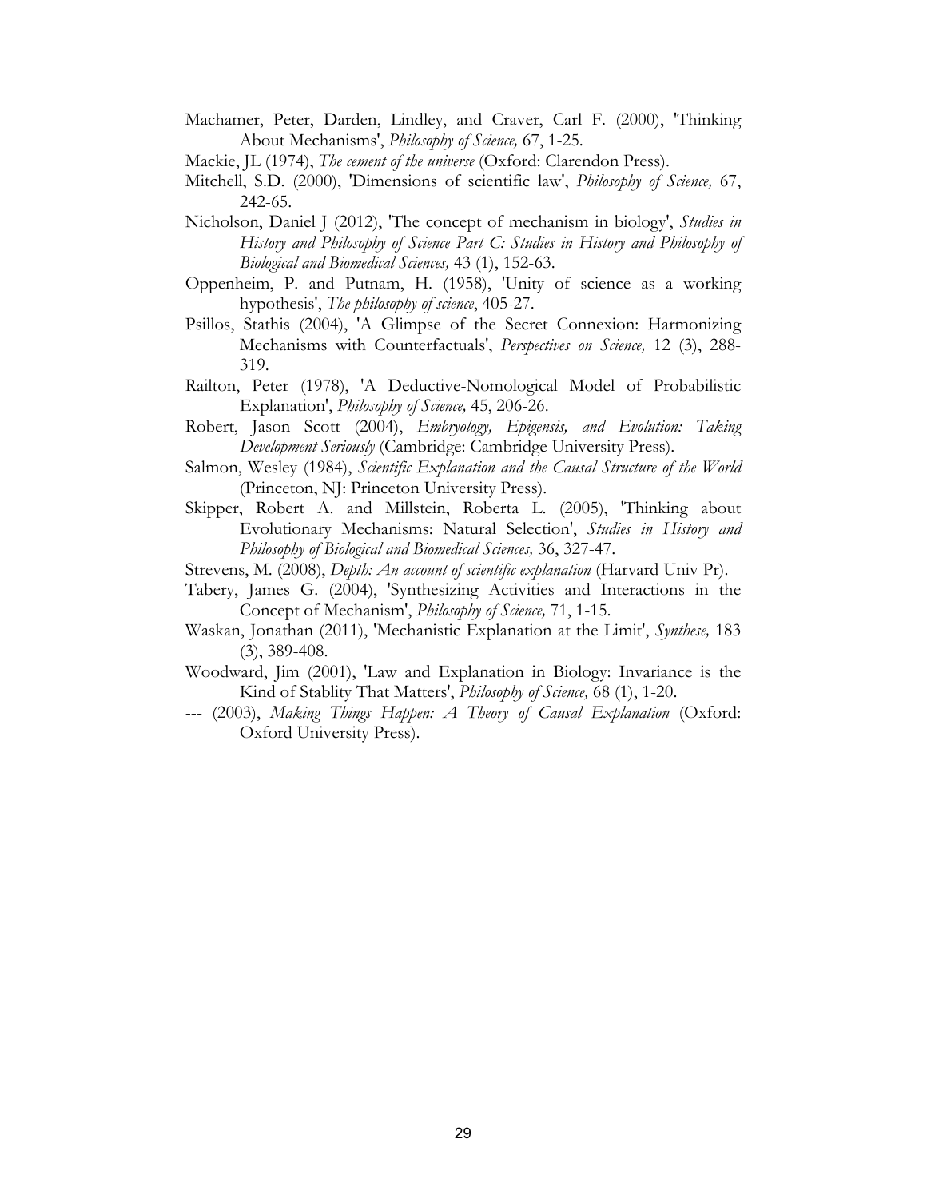Machamer, Peter, Darden, Lindley, and Craver, Carl F. (2000), 'Thinking About Mechanisms', *Philosophy of Science,* 67, 1-25.

Mackie, JL (1974), *The cement of the universe* (Oxford: Clarendon Press).

Mitchell, S.D. (2000), 'Dimensions of scientific law', *Philosophy of Science,* 67, 242-65.

Nicholson, Daniel J (2012), 'The concept of mechanism in biology', *Studies in History and Philosophy of Science Part C: Studies in History and Philosophy of Biological and Biomedical Sciences,* 43 (1), 152-63.

Oppenheim, P. and Putnam, H. (1958), 'Unity of science as a working hypothesis', *The philosophy of science*, 405-27.

Psillos, Stathis (2004), 'A Glimpse of the Secret Connexion: Harmonizing Mechanisms with Counterfactuals', *Perspectives on Science,* 12 (3), 288-319.

Railton, Peter (1978), 'A Deductive-Nomological Model of Probabilistic Explanation', *Philosophy of Science,* 45, 206-26.

Robert, Jason Scott (2004), *Embryology, Epigensis, and Evolution: Taking Development Seriously* (Cambridge: Cambridge University Press).

Salmon, Wesley (1984), *Scientific Explanation and the Causal Structure of the World* (Princeton, NJ: Princeton University Press).

Skipper, Robert A. and Millstein, Roberta L. (2005), 'Thinking about Evolutionary Mechanisms: Natural Selection', *Studies in History and Philosophy of Biological and Biomedical Sciences,* 36, 327-47.

Strevens, M. (2008), *Depth: An account of scientific explanation* (Harvard Univ Pr).

Tabery, James G. (2004), 'Synthesizing Activities and Interactions in the Concept of Mechanism', *Philosophy of Science,* 71, 1-15.

Waskan, Jonathan (2011), 'Mechanistic Explanation at the Limit', *Synthese,* 183 (3), 389-408.

Woodward, Jim (2001), 'Law and Explanation in Biology: Invariance is the Kind of Stablity That Matters', *Philosophy of Science,* 68 (1), 1-20.

--- (2003), *Making Things Happen: A Theory of Causal Explanation* (Oxford: Oxford University Press).